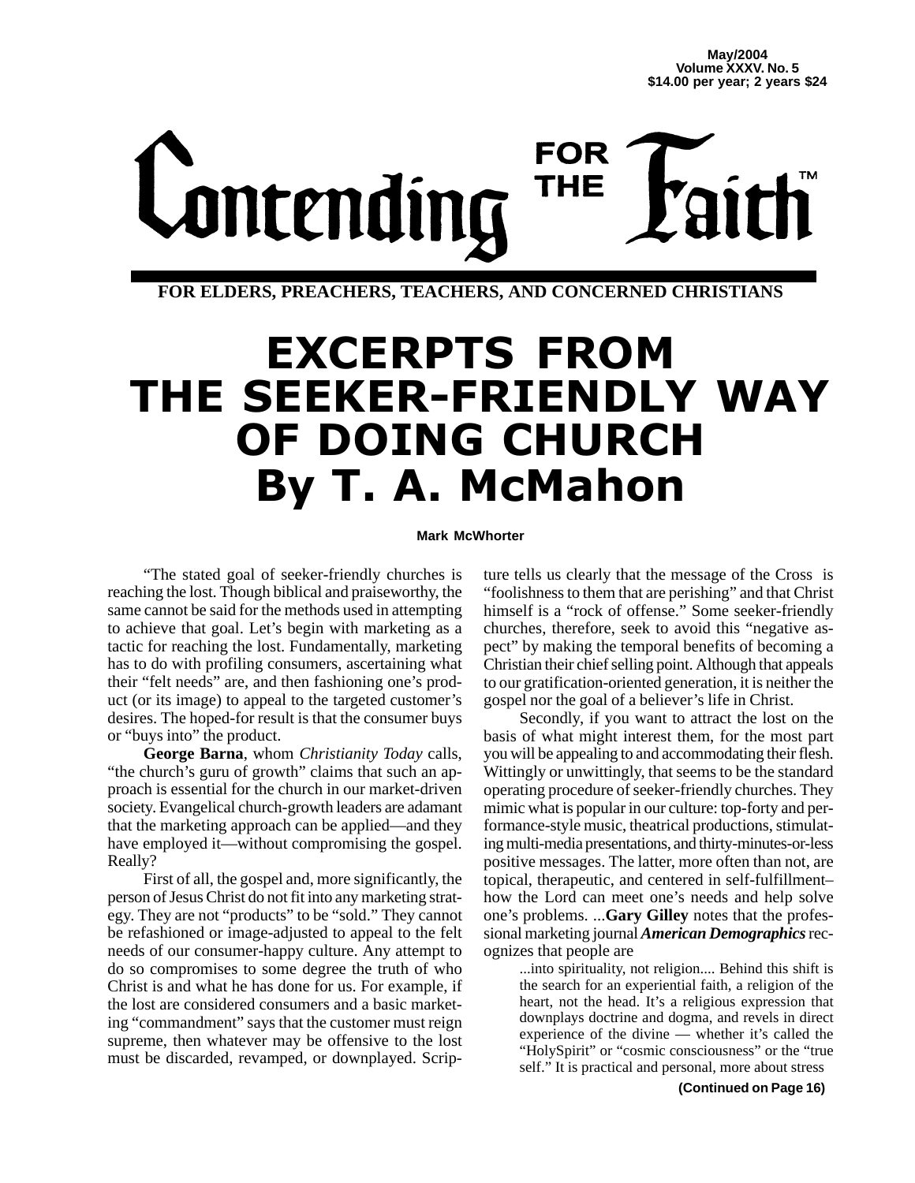May/2004
Volume XXXV. No. 5
$14.00 per year; 2 years $24

# Contending FOR THE Faith™

FOR ELDERS, PREACHERS, TEACHERS, AND CONCERNED CHRISTIANS

# EXCERPTS FROM THE SEEKER-FRIENDLY WAY OF DOING CHURCH By T. A. McMahon

**Mark McWhorter**

"The stated goal of seeker-friendly churches is reaching the lost. Though biblical and praiseworthy, the same cannot be said for the methods used in attempting to achieve that goal. Let's begin with marketing as a tactic for reaching the lost. Fundamentally, marketing has to do with profiling consumers, ascertaining what their "felt needs" are, and then fashioning one's product (or its image) to appeal to the targeted customer's desires. The hoped-for result is that the consumer buys or "buys into" the product.

**George Barna**, whom *Christianity Today* calls, "the church's guru of growth" claims that such an approach is essential for the church in our market-driven society. Evangelical church-growth leaders are adamant that the marketing approach can be applied—and they have employed it—without compromising the gospel. Really?

First of all, the gospel and, more significantly, the person of Jesus Christ do not fit into any marketing strategy. They are not "products" to be "sold." They cannot be refashioned or image-adjusted to appeal to the felt needs of our consumer-happy culture. Any attempt to do so compromises to some degree the truth of who Christ is and what he has done for us. For example, if the lost are considered consumers and a basic marketing "commandment" says that the customer must reign supreme, then whatever may be offensive to the lost must be discarded, revamped, or downplayed. Scripture tells us clearly that the message of the Cross is "foolishness to them that are perishing" and that Christ himself is a "rock of offense." Some seeker-friendly churches, therefore, seek to avoid this "negative aspect" by making the temporal benefits of becoming a Christian their chief selling point. Although that appeals to our gratification-oriented generation, it is neither the gospel nor the goal of a believer's life in Christ.

Secondly, if you want to attract the lost on the basis of what might interest them, for the most part you will be appealing to and accommodating their flesh. Wittingly or unwittingly, that seems to be the standard operating procedure of seeker-friendly churches. They mimic what is popular in our culture: top-forty and performance-style music, theatrical productions, stimulating multi-media presentations, and thirty-minutes-or-less positive messages. The latter, more often than not, are topical, therapeutic, and centered in self-fulfillment–how the Lord can meet one's needs and help solve one's problems. ...**Gary Gilley** notes that the professional marketing journal ***American Demographics*** recognizes that people are

> ...into spirituality, not religion.... Behind this shift is the search for an experiential faith, a religion of the heart, not the head. It's a religious expression that downplays doctrine and dogma, and revels in direct experience of the divine — whether it's called the "HolySpirit" or "cosmic consciousness" or the "true self." It is practical and personal, more about stress

**(Continued on Page 16)**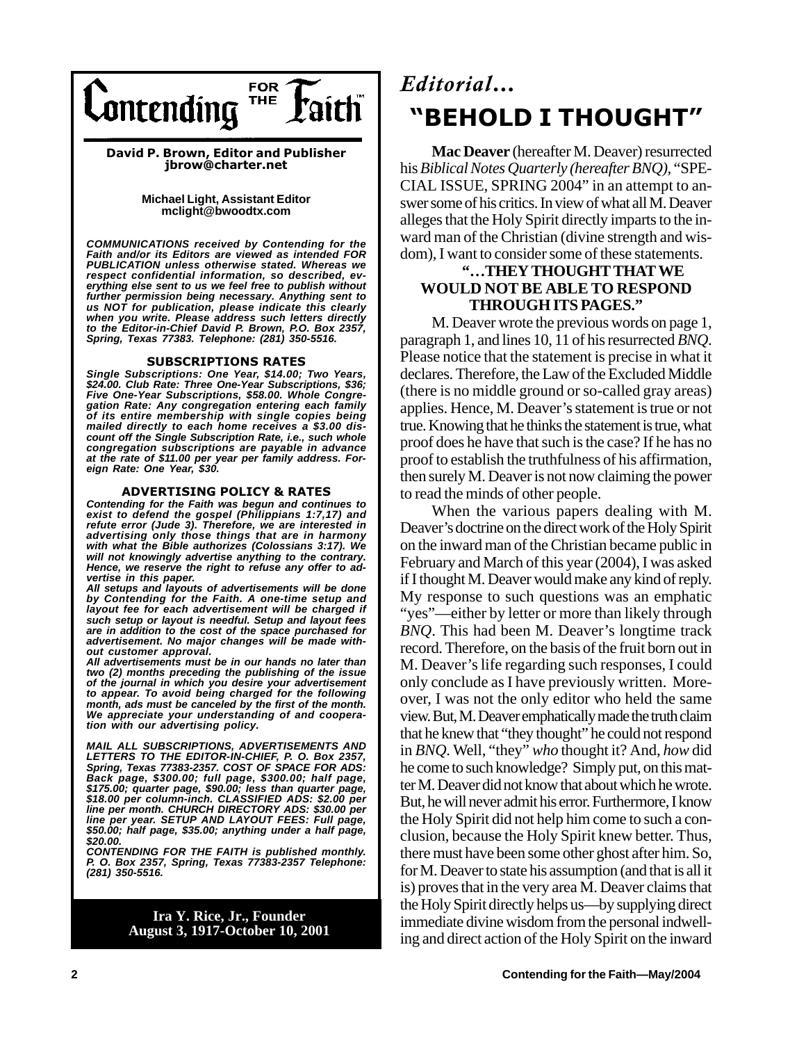# Contending FOR THE Faith™

**David P. Brown, Editor and Publisher**
**jbrow@charter.net**

**Michael Light, Assistant Editor**
**mclight@bwoodtx.com**

***COMMUNICATIONS received by Contending for the Faith and/or its Editors are viewed as intended FOR PUBLICATION unless otherwise stated. Whereas we respect confidential information, so described, everything else sent to us we feel free to publish without further permission being necessary. Anything sent to us NOT for publication, please indicate this clearly when you write. Please address such letters directly to the Editor-in-Chief David P. Brown, P.O. Box 2357, Spring, Texas 77383. Telephone: (281) 350-5516.***

**SUBSCRIPTIONS RATES**

***Single Subscriptions: One Year, $14.00; Two Years, $24.00. Club Rate: Three One-Year Subscriptions, $36; Five One-Year Subscriptions, $58.00. Whole Congregation Rate: Any congregation entering each family of its entire membership with single copies being mailed directly to each home receives a $3.00 discount off the Single Subscription Rate, i.e., such whole congregation subscriptions are payable in advance at the rate of $11.00 per year per family address. Foreign Rate: One Year, $30.***

**ADVERTISING POLICY & RATES**

***Contending for the Faith was begun and continues to exist to defend the gospel (Philippians 1:7,17) and refute error (Jude 3). Therefore, we are interested in advertising only those things that are in harmony with what the Bible authorizes (Colossians 3:17). We will not knowingly advertise anything to the contrary. Hence, we reserve the right to refuse any offer to advertise in this paper.***

***All setups and layouts of advertisements will be done by Contending for the Faith. A one-time setup and layout fee for each advertisement will be charged if such setup or layout is needful. Setup and layout fees are in addition to the cost of the space purchased for advertisement. No major changes will be made without customer approval.***

***All advertisements must be in our hands no later than two (2) months preceding the publishing of the issue of the journal in which you desire your advertisement to appear. To avoid being charged for the following month, ads must be canceled by the first of the month. We appreciate your understanding of and cooperation with our advertising policy.***

***MAIL ALL SUBSCRIPTIONS, ADVERTISEMENTS AND LETTERS TO THE EDITOR-IN-CHIEF, P. O. Box 2357, Spring, Texas 77383-2357. COST OF SPACE FOR ADS: Back page, $300.00; full page, $300.00; half page, $175.00; quarter page, $90.00; less than quarter page, $18.00 per column-inch. CLASSIFIED ADS: $2.00 per line per month. CHURCH DIRECTORY ADS: $30.00 per line per year. SETUP AND LAYOUT FEES: Full page, $50.00; half page, $35.00; anything under a half page, $20.00.***

***CONTENDING FOR THE FAITH is published monthly. P. O. Box 2357, Spring, Texas 77383-2357 Telephone: (281) 350-5516.***

**Ira Y. Rice, Jr., Founder**
**August 3, 1917-October 10, 2001**

*Editorial…*

# "BEHOLD I THOUGHT"

**Mac Deaver** (hereafter M. Deaver) resurrected his *Biblical Notes Quarterly (hereafter BNQ)*, "SPECIAL ISSUE, SPRING 2004" in an attempt to answer some of his critics. In view of what all M. Deaver alleges that the Holy Spirit directly imparts to the inward man of the Christian (divine strength and wisdom), I want to consider some of these statements.

## "…THEY THOUGHT THAT WE WOULD NOT BE ABLE TO RESPOND THROUGH ITS PAGES."

M. Deaver wrote the previous words on page 1, paragraph 1, and lines 10, 11 of his resurrected *BNQ*. Please notice that the statement is precise in what it declares. Therefore, the Law of the Excluded Middle (there is no middle ground or so-called gray areas) applies. Hence, M. Deaver's statement is true or not true. Knowing that he thinks the statement is true, what proof does he have that such is the case? If he has no proof to establish the truthfulness of his affirmation, then surely M. Deaver is not now claiming the power to read the minds of other people.

When the various papers dealing with M. Deaver's doctrine on the direct work of the Holy Spirit on the inward man of the Christian became public in February and March of this year (2004), I was asked if I thought M. Deaver would make any kind of reply. My response to such questions was an emphatic "yes"—either by letter or more than likely through *BNQ*. This had been M. Deaver's longtime track record. Therefore, on the basis of the fruit born out in M. Deaver's life regarding such responses, I could only conclude as I have previously written. Moreover, I was not the only editor who held the same view. But, M. Deaver emphatically made the truth claim that he knew that "they thought" he could not respond in *BNQ*. Well, "they" *who* thought it? And, *how* did he come to such knowledge? Simply put, on this matter M. Deaver did not know that about which he wrote. But, he will never admit his error. Furthermore, I know the Holy Spirit did not help him come to such a conclusion, because the Holy Spirit knew better. Thus, there must have been some other ghost after him. So, for M. Deaver to state his assumption (and that is all it is) proves that in the very area M. Deaver claims that the Holy Spirit directly helps us—by supplying direct immediate divine wisdom from the personal indwelling and direct action of the Holy Spirit on the inward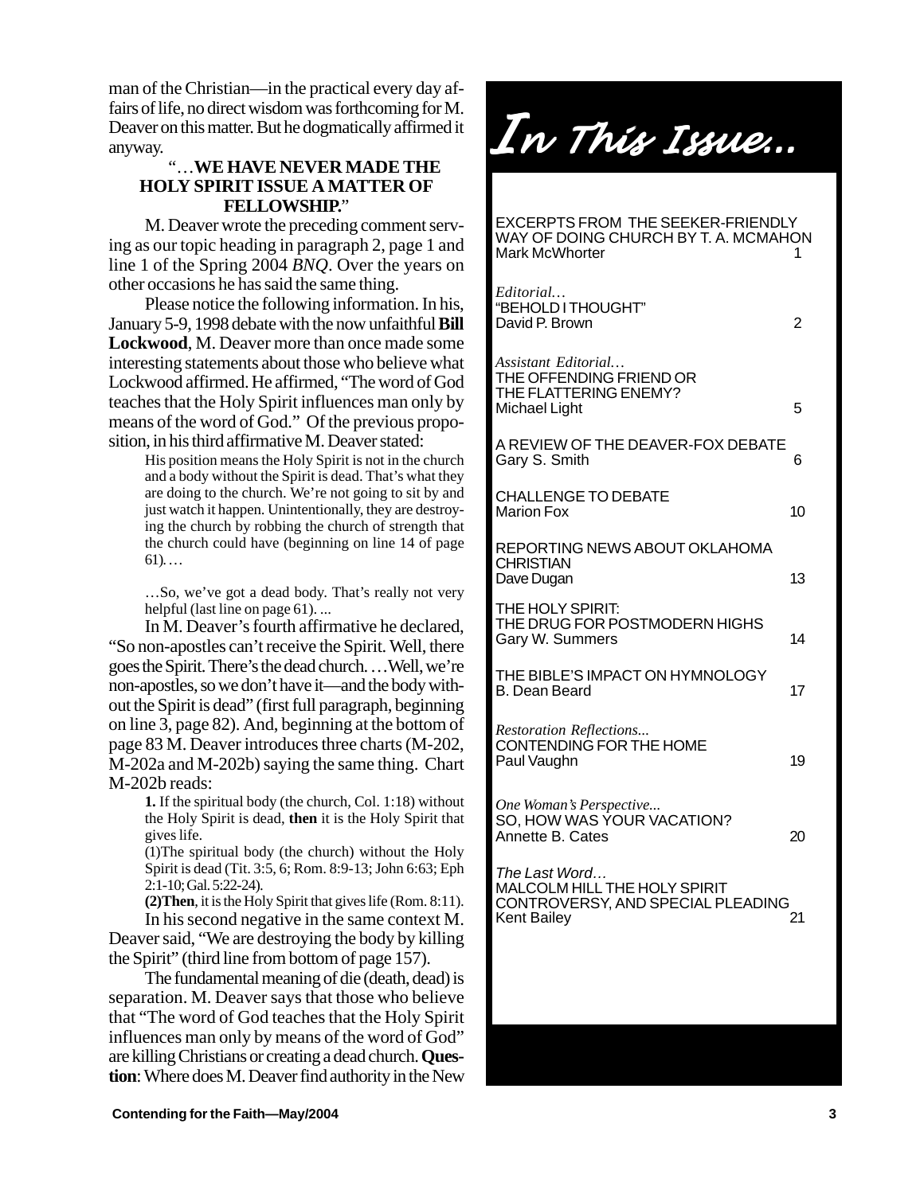man of the Christian—in the practical every day affairs of life, no direct wisdom was forthcoming for M. Deaver on this matter. But he dogmatically affirmed it anyway.

### "…WE HAVE NEVER MADE THE HOLY SPIRIT ISSUE A MATTER OF FELLOWSHIP."

M. Deaver wrote the preceding comment serving as our topic heading in paragraph 2, page 1 and line 1 of the Spring 2004 *BNQ*. Over the years on other occasions he has said the same thing.

Please notice the following information. In his, January 5-9, 1998 debate with the now unfaithful **Bill Lockwood**, M. Deaver more than once made some interesting statements about those who believe what Lockwood affirmed. He affirmed, "The word of God teaches that the Holy Spirit influences man only by means of the word of God." Of the previous proposition, in his third affirmative M. Deaver stated:

> His position means the Holy Spirit is not in the church and a body without the Spirit is dead. That's what they are doing to the church. We're not going to sit by and just watch it happen. Unintentionally, they are destroying the church by robbing the church of strength that the church could have (beginning on line 14 of page 61).…
>
> …So, we've got a dead body. That's really not very helpful (last line on page 61). ...

In M. Deaver's fourth affirmative he declared, "So non-apostles can't receive the Spirit. Well, there goes the Spirit. There's the dead church. …Well, we're non-apostles, so we don't have it—and the body without the Spirit is dead" (first full paragraph, beginning on line 3, page 82). And, beginning at the bottom of page 83 M. Deaver introduces three charts (M-202, M-202a and M-202b) saying the same thing. Chart M-202b reads:

> **1.** If the spiritual body (the church, Col. 1:18) without the Holy Spirit is dead, **then** it is the Holy Spirit that gives life.
>
> (1)The spiritual body (the church) without the Holy Spirit is dead (Tit. 3:5, 6; Rom. 8:9-13; John 6:63; Eph 2:1-10; Gal. 5:22-24).
>
> **(2)Then**, it is the Holy Spirit that gives life (Rom. 8:11).

In his second negative in the same context M. Deaver said, "We are destroying the body by killing the Spirit" (third line from bottom of page 157).

The fundamental meaning of die (death, dead) is separation. M. Deaver says that those who believe that "The word of God teaches that the Holy Spirit influences man only by means of the word of God" are killing Christians or creating a dead church. **Question**: Where does M. Deaver find authority in the New

# *In This Issue...*

EXCERPTS FROM THE SEEKER-FRIENDLY WAY OF DOING CHURCH BY T. A. MCMAHON
Mark McWhorter — 1

*Editorial…*
"BEHOLD I THOUGHT"
David P. Brown — 2

*Assistant Editorial…*
THE OFFENDING FRIEND OR THE FLATTERING ENEMY?
Michael Light — 5

A REVIEW OF THE DEAVER-FOX DEBATE
Gary S. Smith — 6

CHALLENGE TO DEBATE
Marion Fox — 10

REPORTING NEWS ABOUT OKLAHOMA CHRISTIAN
Dave Dugan — 13

THE HOLY SPIRIT: THE DRUG FOR POSTMODERN HIGHS
Gary W. Summers — 14

THE BIBLE'S IMPACT ON HYMNOLOGY
B. Dean Beard — 17

*Restoration Reflections...*
CONTENDING FOR THE HOME
Paul Vaughn — 19

*One Woman's Perspective...*
SO, HOW WAS YOUR VACATION?
Annette B. Cates — 20

*The Last Word…*
MALCOLM HILL THE HOLY SPIRIT CONTROVERSY, AND SPECIAL PLEADING
Kent Bailey — 21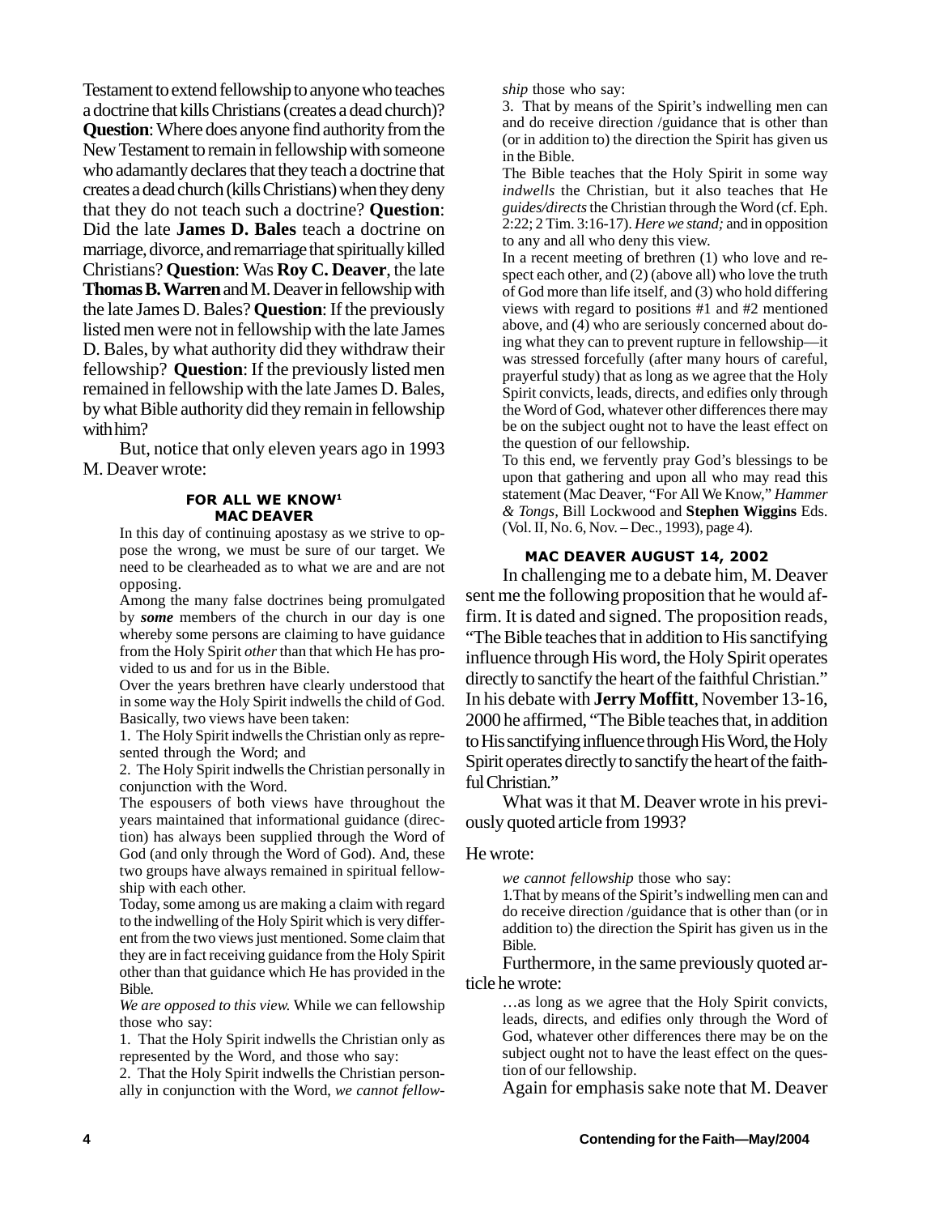Testament to extend fellowship to anyone who teaches a doctrine that kills Christians (creates a dead church)? **Question**: Where does anyone find authority from the New Testament to remain in fellowship with someone who adamantly declares that they teach a doctrine that creates a dead church (kills Christians) when they deny that they do not teach such a doctrine? **Question**: Did the late **James D. Bales** teach a doctrine on marriage, divorce, and remarriage that spiritually killed Christians? **Question**: Was **Roy C. Deaver**, the late **Thomas B. Warren** and M. Deaver in fellowship with the late James D. Bales? **Question**: If the previously listed men were not in fellowship with the late James D. Bales, by what authority did they withdraw their fellowship? **Question**: If the previously listed men remained in fellowship with the late James D. Bales, by what Bible authority did they remain in fellowship with him?

But, notice that only eleven years ago in 1993 M. Deaver wrote:

#### FOR ALL WE KNOW[1]
#### MAC DEAVER

> In this day of continuing apostasy as we strive to oppose the wrong, we must be sure of our target. We need to be clearheaded as to what we are and are not opposing.
>
> Among the many false doctrines being promulgated by ***some*** members of the church in our day is one whereby some persons are claiming to have guidance from the Holy Spirit *other* than that which He has provided to us and for us in the Bible.
>
> Over the years brethren have clearly understood that in some way the Holy Spirit indwells the child of God. Basically, two views have been taken:
>
> 1. The Holy Spirit indwells the Christian only as represented through the Word; and
>
> 2. The Holy Spirit indwells the Christian personally in conjunction with the Word.
>
> The espousers of both views have throughout the years maintained that informational guidance (direction) has always been supplied through the Word of God (and only through the Word of God). And, these two groups have always remained in spiritual fellowship with each other.
>
> Today, some among us are making a claim with regard to the indwelling of the Holy Spirit which is very different from the two views just mentioned. Some claim that they are in fact receiving guidance from the Holy Spirit other than that guidance which He has provided in the Bible.
>
> *We are opposed to this view.* While we can fellowship those who say:
>
> 1. That the Holy Spirit indwells the Christian only as represented by the Word, and those who say:
>
> 2. That the Holy Spirit indwells the Christian personally in conjunction with the Word, *we cannot fellowship* those who say:
>
> 3. That by means of the Spirit's indwelling men can and do receive direction /guidance that is other than (or in addition to) the direction the Spirit has given us in the Bible.
>
> The Bible teaches that the Holy Spirit in some way *indwells* the Christian, but it also teaches that He *guides/directs* the Christian through the Word (cf. Eph. 2:22; 2 Tim. 3:16-17). *Here we stand;* and in opposition to any and all who deny this view.
>
> In a recent meeting of brethren (1) who love and respect each other, and (2) (above all) who love the truth of God more than life itself, and (3) who hold differing views with regard to positions #1 and #2 mentioned above, and (4) who are seriously concerned about doing what they can to prevent rupture in fellowship—it was stressed forcefully (after many hours of careful, prayerful study) that as long as we agree that the Holy Spirit convicts, leads, directs, and edifies only through the Word of God, whatever other differences there may be on the subject ought not to have the least effect on the question of our fellowship.
>
> To this end, we fervently pray God's blessings to be upon that gathering and upon all who may read this statement (Mac Deaver, "For All We Know," *Hammer & Tongs,* Bill Lockwood and **Stephen Wiggins** Eds. (Vol. II, No. 6, Nov. – Dec., 1993), page 4).

#### MAC DEAVER AUGUST 14, 2002

In challenging me to a debate him, M. Deaver sent me the following proposition that he would affirm. It is dated and signed. The proposition reads, "The Bible teaches that in addition to His sanctifying influence through His word, the Holy Spirit operates directly to sanctify the heart of the faithful Christian." In his debate with **Jerry Moffitt**, November 13-16, 2000 he affirmed, "The Bible teaches that, in addition to His sanctifying influence through His Word, the Holy Spirit operates directly to sanctify the heart of the faithful Christian."

What was it that M. Deaver wrote in his previously quoted article from 1993?

He wrote:

> *we cannot fellowship* those who say:
>
> 1.That by means of the Spirit's indwelling men can and do receive direction /guidance that is other than (or in addition to) the direction the Spirit has given us in the Bible.

Furthermore, in the same previously quoted article he wrote:

> …as long as we agree that the Holy Spirit convicts, leads, directs, and edifies only through the Word of God, whatever other differences there may be on the subject ought not to have the least effect on the question of our fellowship.

Again for emphasis sake note that M. Deaver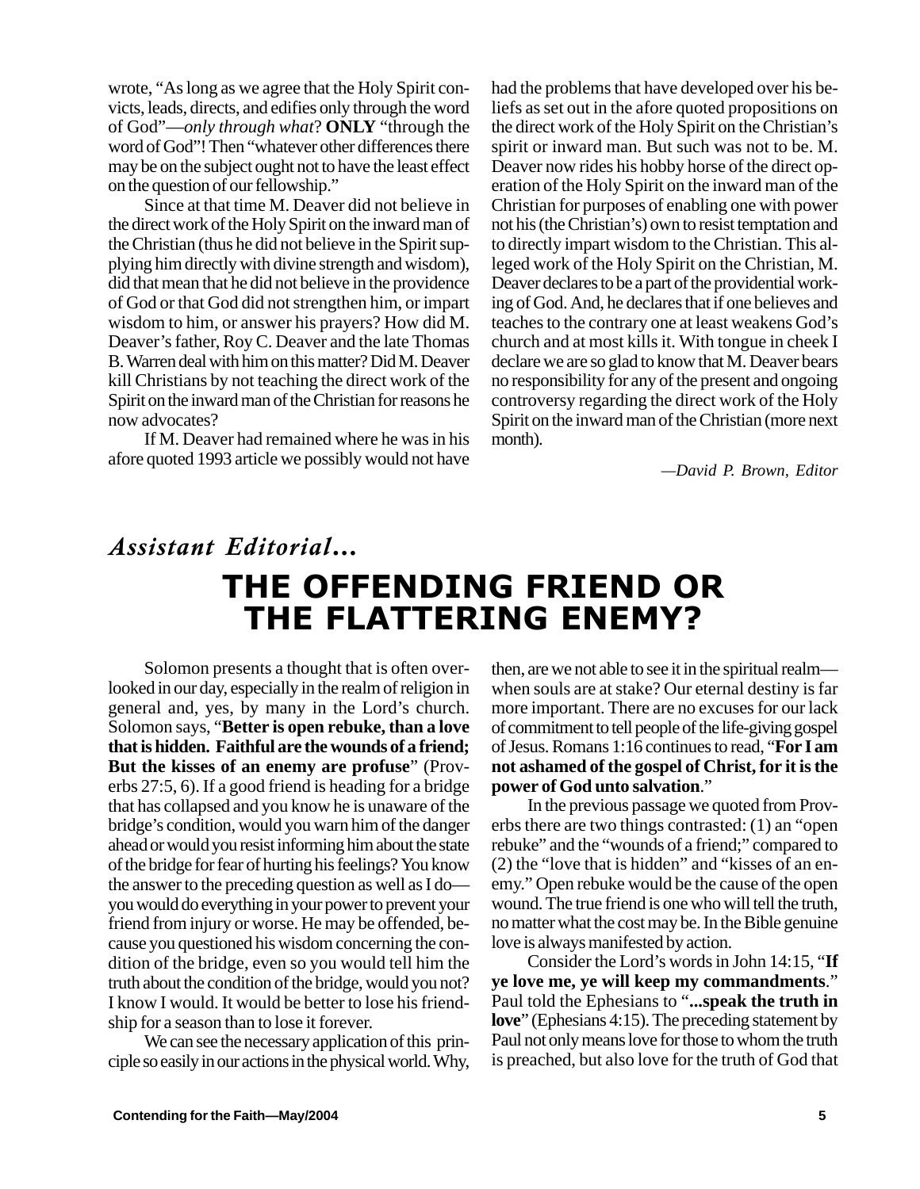wrote, "As long as we agree that the Holy Spirit convicts, leads, directs, and edifies only through the word of God"—*only through what*? **ONLY** "through the word of God"! Then "whatever other differences there may be on the subject ought not to have the least effect on the question of our fellowship."

Since at that time M. Deaver did not believe in the direct work of the Holy Spirit on the inward man of the Christian (thus he did not believe in the Spirit supplying him directly with divine strength and wisdom), did that mean that he did not believe in the providence of God or that God did not strengthen him, or impart wisdom to him, or answer his prayers? How did M. Deaver's father, Roy C. Deaver and the late Thomas B. Warren deal with him on this matter? Did M. Deaver kill Christians by not teaching the direct work of the Spirit on the inward man of the Christian for reasons he now advocates?

If M. Deaver had remained where he was in his afore quoted 1993 article we possibly would not have had the problems that have developed over his beliefs as set out in the afore quoted propositions on the direct work of the Holy Spirit on the Christian's spirit or inward man. But such was not to be. M. Deaver now rides his hobby horse of the direct operation of the Holy Spirit on the inward man of the Christian for purposes of enabling one with power not his (the Christian's) own to resist temptation and to directly impart wisdom to the Christian. This alleged work of the Holy Spirit on the Christian, M. Deaver declares to be a part of the providential working of God. And, he declares that if one believes and teaches to the contrary one at least weakens God's church and at most kills it. With tongue in cheek I declare we are so glad to know that M. Deaver bears no responsibility for any of the present and ongoing controversy regarding the direct work of the Holy Spirit on the inward man of the Christian (more next month).

*—David P. Brown, Editor*

## *Assistant Editorial...*

# THE OFFENDING FRIEND OR THE FLATTERING ENEMY?

Solomon presents a thought that is often overlooked in our day, especially in the realm of religion in general and, yes, by many in the Lord's church. Solomon says, "**Better is open rebuke, than a love that is hidden. Faithful are the wounds of a friend; But the kisses of an enemy are profuse**" (Proverbs 27:5, 6). If a good friend is heading for a bridge that has collapsed and you know he is unaware of the bridge's condition, would you warn him of the danger ahead or would you resist informing him about the state of the bridge for fear of hurting his feelings? You know the answer to the preceding question as well as I do—you would do everything in your power to prevent your friend from injury or worse. He may be offended, because you questioned his wisdom concerning the condition of the bridge, even so you would tell him the truth about the condition of the bridge, would you not? I know I would. It would be better to lose his friendship for a season than to lose it forever.

We can see the necessary application of this principle so easily in our actions in the physical world. Why, then, are we not able to see it in the spiritual realm—when souls are at stake? Our eternal destiny is far more important. There are no excuses for our lack of commitment to tell people of the life-giving gospel of Jesus. Romans 1:16 continues to read, "**For I am not ashamed of the gospel of Christ, for it is the power of God unto salvation**."

In the previous passage we quoted from Proverbs there are two things contrasted: (1) an "open rebuke" and the "wounds of a friend;" compared to (2) the "love that is hidden" and "kisses of an enemy." Open rebuke would be the cause of the open wound. The true friend is one who will tell the truth, no matter what the cost may be. In the Bible genuine love is always manifested by action.

Consider the Lord's words in John 14:15, "**If ye love me, ye will keep my commandments**." Paul told the Ephesians to "**...speak the truth in love**" (Ephesians 4:15). The preceding statement by Paul not only means love for those to whom the truth is preached, but also love for the truth of God that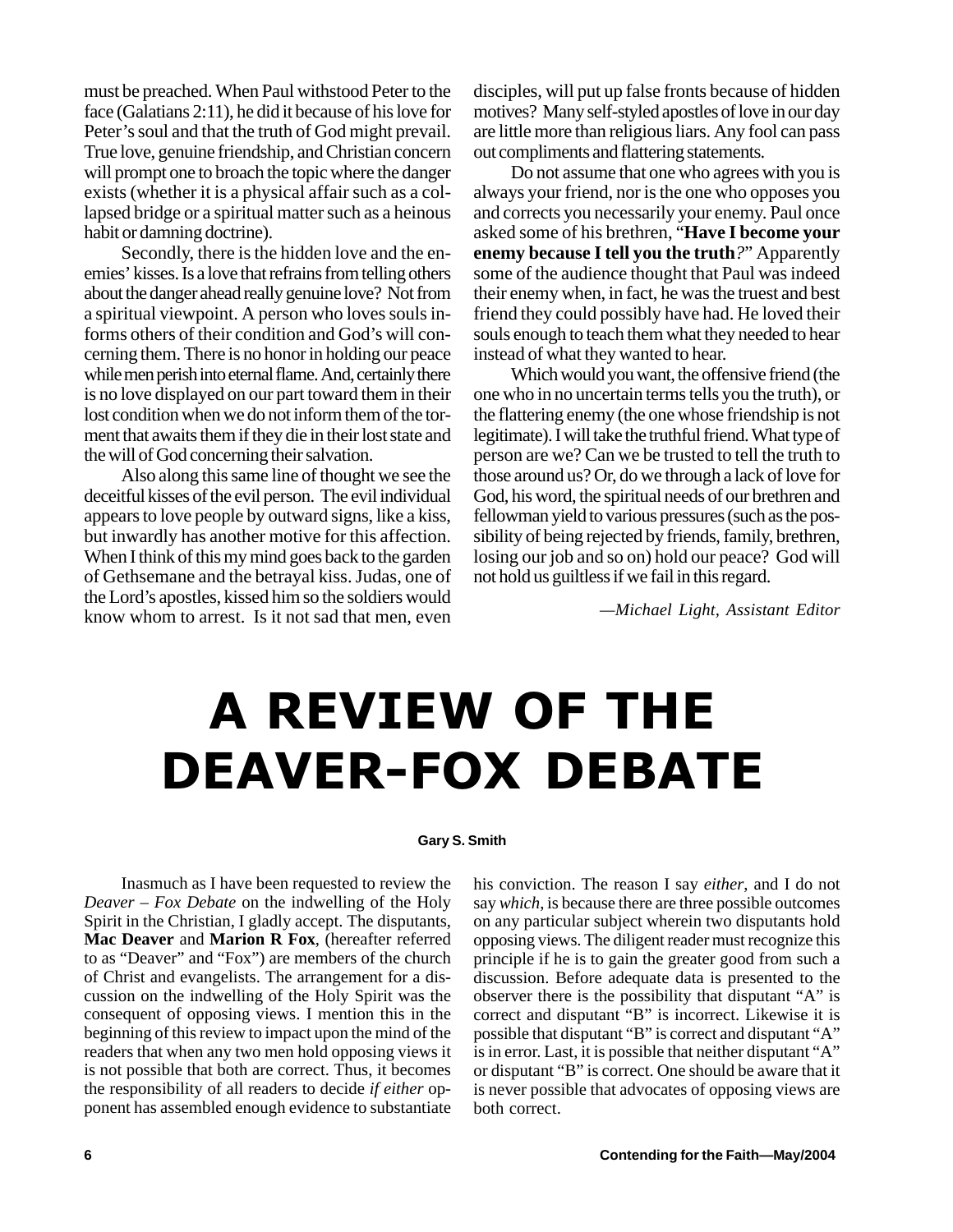must be preached. When Paul withstood Peter to the face (Galatians 2:11), he did it because of his love for Peter's soul and that the truth of God might prevail. True love, genuine friendship, and Christian concern will prompt one to broach the topic where the danger exists (whether it is a physical affair such as a collapsed bridge or a spiritual matter such as a heinous habit or damning doctrine).

Secondly, there is the hidden love and the enemies' kisses. Is a love that refrains from telling others about the danger ahead really genuine love? Not from a spiritual viewpoint. A person who loves souls informs others of their condition and God's will concerning them. There is no honor in holding our peace while men perish into eternal flame. And, certainly there is no love displayed on our part toward them in their lost condition when we do not inform them of the torment that awaits them if they die in their lost state and the will of God concerning their salvation.

Also along this same line of thought we see the deceitful kisses of the evil person. The evil individual appears to love people by outward signs, like a kiss, but inwardly has another motive for this affection. When I think of this my mind goes back to the garden of Gethsemane and the betrayal kiss. Judas, one of the Lord's apostles, kissed him so the soldiers would know whom to arrest. Is it not sad that men, even disciples, will put up false fronts because of hidden motives? Many self-styled apostles of love in our day are little more than religious liars. Any fool can pass out compliments and flattering statements.

Do not assume that one who agrees with you is always your friend, nor is the one who opposes you and corrects you necessarily your enemy. Paul once asked some of his brethren, "**Have I become your enemy because I tell you the truth**?" Apparently some of the audience thought that Paul was indeed their enemy when, in fact, he was the truest and best friend they could possibly have had. He loved their souls enough to teach them what they needed to hear instead of what they wanted to hear.

Which would you want, the offensive friend (the one who in no uncertain terms tells you the truth), or the flattering enemy (the one whose friendship is not legitimate). I will take the truthful friend. What type of person are we? Can we be trusted to tell the truth to those around us? Or, do we through a lack of love for God, his word, the spiritual needs of our brethren and fellowman yield to various pressures (such as the possibility of being rejected by friends, family, brethren, losing our job and so on) hold our peace? God will not hold us guiltless if we fail in this regard.

*—Michael Light, Assistant Editor*

# A REVIEW OF THE DEAVER-FOX DEBATE

**Gary S. Smith**

Inasmuch as I have been requested to review the *Deaver – Fox Debate* on the indwelling of the Holy Spirit in the Christian, I gladly accept. The disputants, **Mac Deaver** and **Marion R Fox**, (hereafter referred to as "Deaver" and "Fox") are members of the church of Christ and evangelists. The arrangement for a discussion on the indwelling of the Holy Spirit was the consequent of opposing views. I mention this in the beginning of this review to impact upon the mind of the readers that when any two men hold opposing views it is not possible that both are correct. Thus, it becomes the responsibility of all readers to decide *if either* opponent has assembled enough evidence to substantiate his conviction. The reason I say *either*, and I do not say *which*, is because there are three possible outcomes on any particular subject wherein two disputants hold opposing views. The diligent reader must recognize this principle if he is to gain the greater good from such a discussion. Before adequate data is presented to the observer there is the possibility that disputant "A" is correct and disputant "B" is incorrect. Likewise it is possible that disputant "B" is correct and disputant "A" is in error. Last, it is possible that neither disputant "A" or disputant "B" is correct. One should be aware that it is never possible that advocates of opposing views are both correct.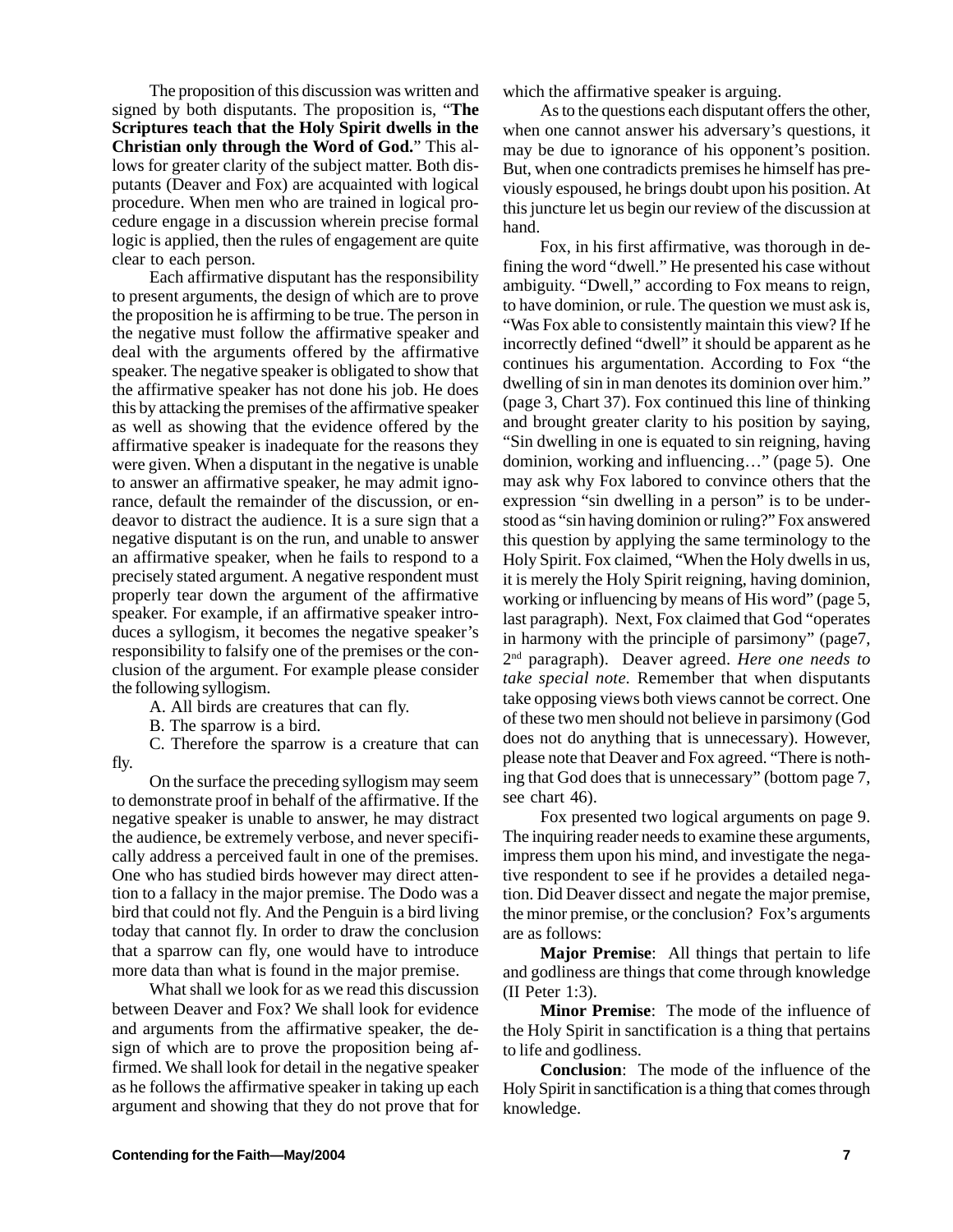The proposition of this discussion was written and signed by both disputants. The proposition is, "**The Scriptures teach that the Holy Spirit dwells in the Christian only through the Word of God.**" This allows for greater clarity of the subject matter. Both disputants (Deaver and Fox) are acquainted with logical procedure. When men who are trained in logical procedure engage in a discussion wherein precise formal logic is applied, then the rules of engagement are quite clear to each person.

Each affirmative disputant has the responsibility to present arguments, the design of which are to prove the proposition he is affirming to be true. The person in the negative must follow the affirmative speaker and deal with the arguments offered by the affirmative speaker. The negative speaker is obligated to show that the affirmative speaker has not done his job. He does this by attacking the premises of the affirmative speaker as well as showing that the evidence offered by the affirmative speaker is inadequate for the reasons they were given. When a disputant in the negative is unable to answer an affirmative speaker, he may admit ignorance, default the remainder of the discussion, or endeavor to distract the audience. It is a sure sign that a negative disputant is on the run, and unable to answer an affirmative speaker, when he fails to respond to a precisely stated argument. A negative respondent must properly tear down the argument of the affirmative speaker. For example, if an affirmative speaker introduces a syllogism, it becomes the negative speaker's responsibility to falsify one of the premises or the conclusion of the argument. For example please consider the following syllogism.

A. All birds are creatures that can fly.

B. The sparrow is a bird.

C. Therefore the sparrow is a creature that can fly.

On the surface the preceding syllogism may seem to demonstrate proof in behalf of the affirmative. If the negative speaker is unable to answer, he may distract the audience, be extremely verbose, and never specifically address a perceived fault in one of the premises. One who has studied birds however may direct attention to a fallacy in the major premise. The Dodo was a bird that could not fly. And the Penguin is a bird living today that cannot fly. In order to draw the conclusion that a sparrow can fly, one would have to introduce more data than what is found in the major premise.

What shall we look for as we read this discussion between Deaver and Fox? We shall look for evidence and arguments from the affirmative speaker, the design of which are to prove the proposition being affirmed. We shall look for detail in the negative speaker as he follows the affirmative speaker in taking up each argument and showing that they do not prove that for which the affirmative speaker is arguing.

As to the questions each disputant offers the other, when one cannot answer his adversary's questions, it may be due to ignorance of his opponent's position. But, when one contradicts premises he himself has previously espoused, he brings doubt upon his position. At this juncture let us begin our review of the discussion at hand.

Fox, in his first affirmative, was thorough in defining the word "dwell." He presented his case without ambiguity. "Dwell," according to Fox means to reign, to have dominion, or rule. The question we must ask is, "Was Fox able to consistently maintain this view? If he incorrectly defined "dwell" it should be apparent as he continues his argumentation. According to Fox "the dwelling of sin in man denotes its dominion over him." (page 3, Chart 37). Fox continued this line of thinking and brought greater clarity to his position by saying, "Sin dwelling in one is equated to sin reigning, having dominion, working and influencing…" (page 5). One may ask why Fox labored to convince others that the expression "sin dwelling in a person" is to be understood as "sin having dominion or ruling?" Fox answered this question by applying the same terminology to the Holy Spirit. Fox claimed, "When the Holy dwells in us, it is merely the Holy Spirit reigning, having dominion, working or influencing by means of His word" (page 5, last paragraph). Next, Fox claimed that God "operates in harmony with the principle of parsimony" (page7, 2nd paragraph). Deaver agreed. *Here one needs to take special note.* Remember that when disputants take opposing views both views cannot be correct. One of these two men should not believe in parsimony (God does not do anything that is unnecessary). However, please note that Deaver and Fox agreed. "There is nothing that God does that is unnecessary" (bottom page 7, see chart 46).

Fox presented two logical arguments on page 9. The inquiring reader needs to examine these arguments, impress them upon his mind, and investigate the negative respondent to see if he provides a detailed negation. Did Deaver dissect and negate the major premise, the minor premise, or the conclusion? Fox's arguments are as follows:

**Major Premise**: All things that pertain to life and godliness are things that come through knowledge (II Peter 1:3).

**Minor Premise**: The mode of the influence of the Holy Spirit in sanctification is a thing that pertains to life and godliness.

**Conclusion**: The mode of the influence of the Holy Spirit in sanctification is a thing that comes through knowledge.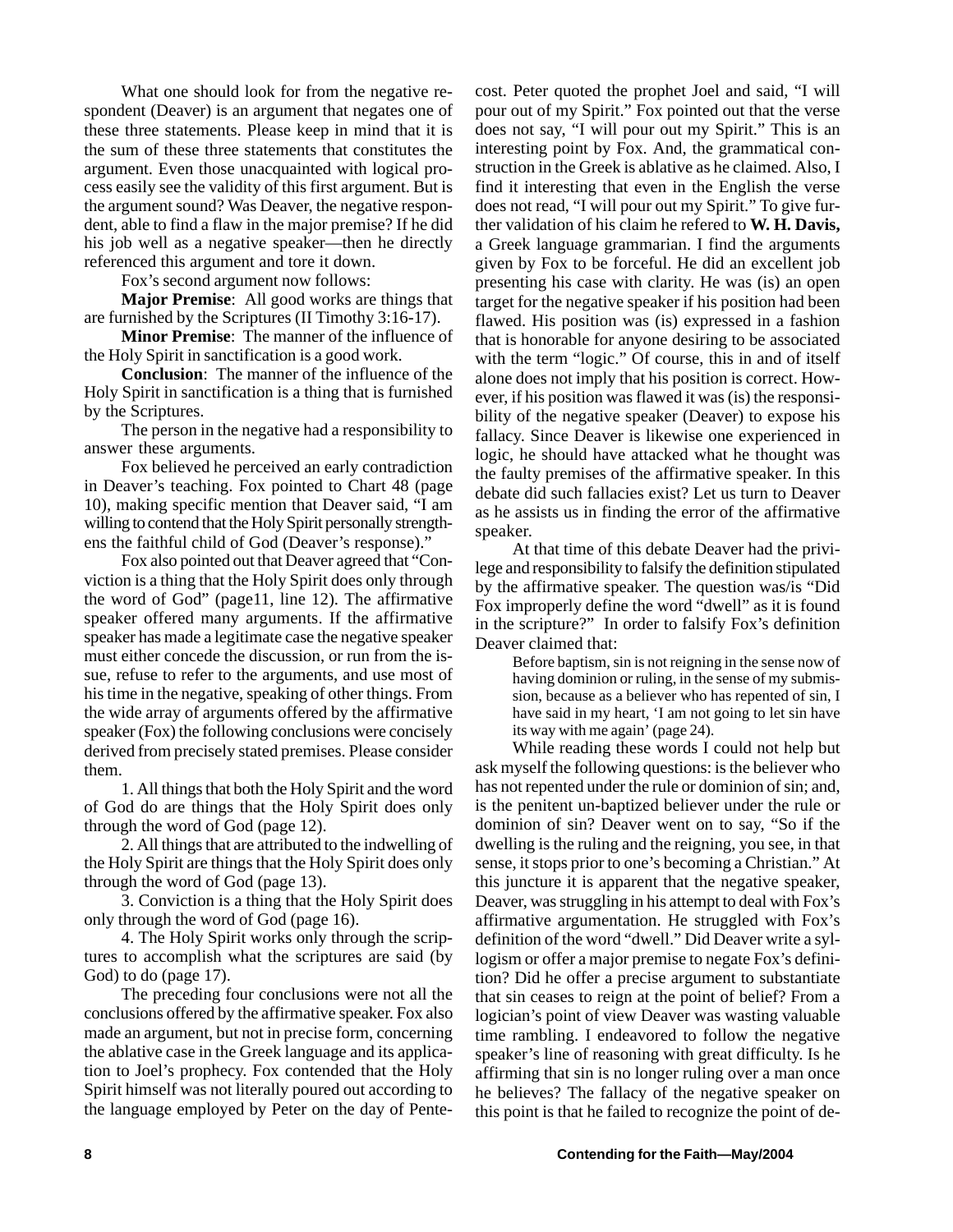What one should look for from the negative respondent (Deaver) is an argument that negates one of these three statements. Please keep in mind that it is the sum of these three statements that constitutes the argument. Even those unacquainted with logical process easily see the validity of this first argument. But is the argument sound? Was Deaver, the negative respondent, able to find a flaw in the major premise? If he did his job well as a negative speaker—then he directly referenced this argument and tore it down.

Fox's second argument now follows:

**Major Premise**: All good works are things that are furnished by the Scriptures (II Timothy 3:16-17).

**Minor Premise**: The manner of the influence of the Holy Spirit in sanctification is a good work.

**Conclusion**: The manner of the influence of the Holy Spirit in sanctification is a thing that is furnished by the Scriptures.

The person in the negative had a responsibility to answer these arguments.

Fox believed he perceived an early contradiction in Deaver's teaching. Fox pointed to Chart 48 (page 10), making specific mention that Deaver said, "I am willing to contend that the Holy Spirit personally strengthens the faithful child of God (Deaver's response)."

Fox also pointed out that Deaver agreed that "Conviction is a thing that the Holy Spirit does only through the word of God" (page11, line 12). The affirmative speaker offered many arguments. If the affirmative speaker has made a legitimate case the negative speaker must either concede the discussion, or run from the issue, refuse to refer to the arguments, and use most of his time in the negative, speaking of other things. From the wide array of arguments offered by the affirmative speaker (Fox) the following conclusions were concisely derived from precisely stated premises. Please consider them.

1. All things that both the Holy Spirit and the word of God do are things that the Holy Spirit does only through the word of God (page 12).

2. All things that are attributed to the indwelling of the Holy Spirit are things that the Holy Spirit does only through the word of God (page 13).

3. Conviction is a thing that the Holy Spirit does only through the word of God (page 16).

4. The Holy Spirit works only through the scriptures to accomplish what the scriptures are said (by God) to do (page 17).

The preceding four conclusions were not all the conclusions offered by the affirmative speaker. Fox also made an argument, but not in precise form, concerning the ablative case in the Greek language and its application to Joel's prophecy. Fox contended that the Holy Spirit himself was not literally poured out according to the language employed by Peter on the day of Pentecost. Peter quoted the prophet Joel and said, "I will pour out of my Spirit." Fox pointed out that the verse does not say, "I will pour out my Spirit." This is an interesting point by Fox. And, the grammatical construction in the Greek is ablative as he claimed. Also, I find it interesting that even in the English the verse does not read, "I will pour out my Spirit." To give further validation of his claim he refered to **W. H. Davis,** a Greek language grammarian. I find the arguments given by Fox to be forceful. He did an excellent job presenting his case with clarity. He was (is) an open target for the negative speaker if his position had been flawed. His position was (is) expressed in a fashion that is honorable for anyone desiring to be associated with the term "logic." Of course, this in and of itself alone does not imply that his position is correct. However, if his position was flawed it was (is) the responsibility of the negative speaker (Deaver) to expose his fallacy. Since Deaver is likewise one experienced in logic, he should have attacked what he thought was the faulty premises of the affirmative speaker. In this debate did such fallacies exist? Let us turn to Deaver as he assists us in finding the error of the affirmative speaker.

At that time of this debate Deaver had the privilege and responsibility to falsify the definition stipulated by the affirmative speaker. The question was/is "Did Fox improperly define the word "dwell" as it is found in the scripture?" In order to falsify Fox's definition Deaver claimed that:

> Before baptism, sin is not reigning in the sense now of having dominion or ruling, in the sense of my submission, because as a believer who has repented of sin, I have said in my heart, 'I am not going to let sin have its way with me again' (page 24).

While reading these words I could not help but ask myself the following questions: is the believer who has not repented under the rule or dominion of sin; and, is the penitent un-baptized believer under the rule or dominion of sin? Deaver went on to say, "So if the dwelling is the ruling and the reigning, you see, in that sense, it stops prior to one's becoming a Christian." At this juncture it is apparent that the negative speaker, Deaver, was struggling in his attempt to deal with Fox's affirmative argumentation. He struggled with Fox's definition of the word "dwell." Did Deaver write a syllogism or offer a major premise to negate Fox's definition? Did he offer a precise argument to substantiate that sin ceases to reign at the point of belief? From a logician's point of view Deaver was wasting valuable time rambling. I endeavored to follow the negative speaker's line of reasoning with great difficulty. Is he affirming that sin is no longer ruling over a man once he believes? The fallacy of the negative speaker on this point is that he failed to recognize the point of de-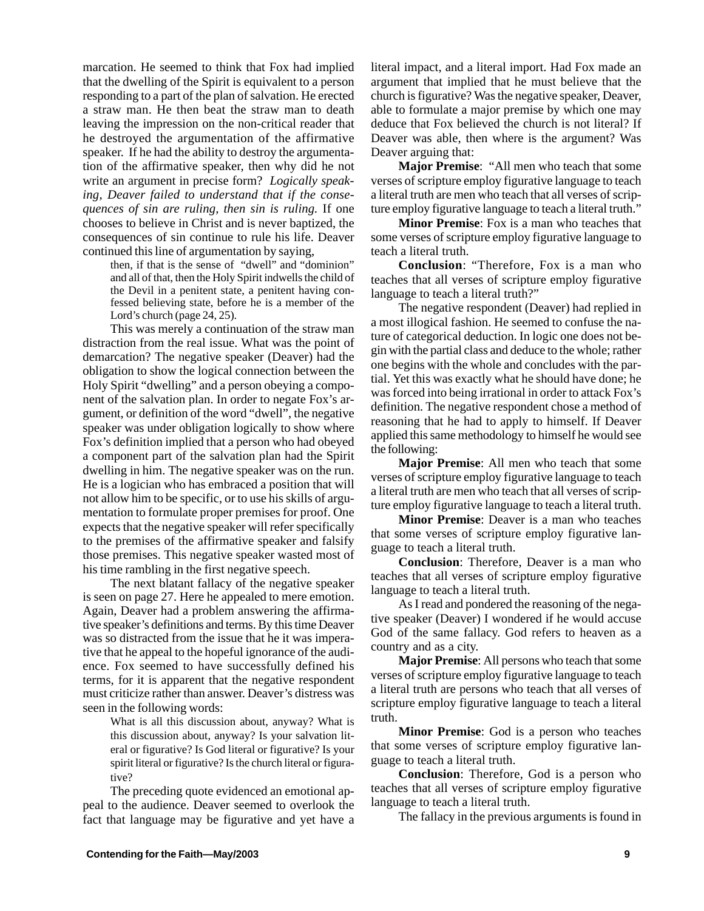marcation. He seemed to think that Fox had implied that the dwelling of the Spirit is equivalent to a person responding to a part of the plan of salvation. He erected a straw man. He then beat the straw man to death leaving the impression on the non-critical reader that he destroyed the argumentation of the affirmative speaker. If he had the ability to destroy the argumentation of the affirmative speaker, then why did he not write an argument in precise form? *Logically speaking, Deaver failed to understand that if the consequences of sin are ruling, then sin is ruling.* If one chooses to believe in Christ and is never baptized, the consequences of sin continue to rule his life. Deaver continued this line of argumentation by saying,

> then, if that is the sense of "dwell" and "dominion" and all of that, then the Holy Spirit indwells the child of the Devil in a penitent state, a penitent having confessed believing state, before he is a member of the Lord's church (page 24, 25).

This was merely a continuation of the straw man distraction from the real issue. What was the point of demarcation? The negative speaker (Deaver) had the obligation to show the logical connection between the Holy Spirit "dwelling" and a person obeying a component of the salvation plan. In order to negate Fox's argument, or definition of the word "dwell", the negative speaker was under obligation logically to show where Fox's definition implied that a person who had obeyed a component part of the salvation plan had the Spirit dwelling in him. The negative speaker was on the run. He is a logician who has embraced a position that will not allow him to be specific, or to use his skills of argumentation to formulate proper premises for proof. One expects that the negative speaker will refer specifically to the premises of the affirmative speaker and falsify those premises. This negative speaker wasted most of his time rambling in the first negative speech.

The next blatant fallacy of the negative speaker is seen on page 27. Here he appealed to mere emotion. Again, Deaver had a problem answering the affirmative speaker's definitions and terms. By this time Deaver was so distracted from the issue that he it was imperative that he appeal to the hopeful ignorance of the audience. Fox seemed to have successfully defined his terms, for it is apparent that the negative respondent must criticize rather than answer. Deaver's distress was seen in the following words:

> What is all this discussion about, anyway? What is this discussion about, anyway? Is your salvation literal or figurative? Is God literal or figurative? Is your spirit literal or figurative? Is the church literal or figurative?

The preceding quote evidenced an emotional appeal to the audience. Deaver seemed to overlook the fact that language may be figurative and yet have a literal impact, and a literal import. Had Fox made an argument that implied that he must believe that the church is figurative? Was the negative speaker, Deaver, able to formulate a major premise by which one may deduce that Fox believed the church is not literal? If Deaver was able, then where is the argument? Was Deaver arguing that:

**Major Premise**: "All men who teach that some verses of scripture employ figurative language to teach a literal truth are men who teach that all verses of scripture employ figurative language to teach a literal truth."

**Minor Premise**: Fox is a man who teaches that some verses of scripture employ figurative language to teach a literal truth.

**Conclusion**: "Therefore, Fox is a man who teaches that all verses of scripture employ figurative language to teach a literal truth?"

The negative respondent (Deaver) had replied in a most illogical fashion. He seemed to confuse the nature of categorical deduction. In logic one does not begin with the partial class and deduce to the whole; rather one begins with the whole and concludes with the partial. Yet this was exactly what he should have done; he was forced into being irrational in order to attack Fox's definition. The negative respondent chose a method of reasoning that he had to apply to himself. If Deaver applied this same methodology to himself he would see the following:

**Major Premise**: All men who teach that some verses of scripture employ figurative language to teach a literal truth are men who teach that all verses of scripture employ figurative language to teach a literal truth.

**Minor Premise**: Deaver is a man who teaches that some verses of scripture employ figurative language to teach a literal truth.

**Conclusion**: Therefore, Deaver is a man who teaches that all verses of scripture employ figurative language to teach a literal truth.

As I read and pondered the reasoning of the negative speaker (Deaver) I wondered if he would accuse God of the same fallacy. God refers to heaven as a country and as a city.

**Major Premise**: All persons who teach that some verses of scripture employ figurative language to teach a literal truth are persons who teach that all verses of scripture employ figurative language to teach a literal truth.

**Minor Premise**: God is a person who teaches that some verses of scripture employ figurative language to teach a literal truth.

**Conclusion**: Therefore, God is a person who teaches that all verses of scripture employ figurative language to teach a literal truth.

The fallacy in the previous arguments is found in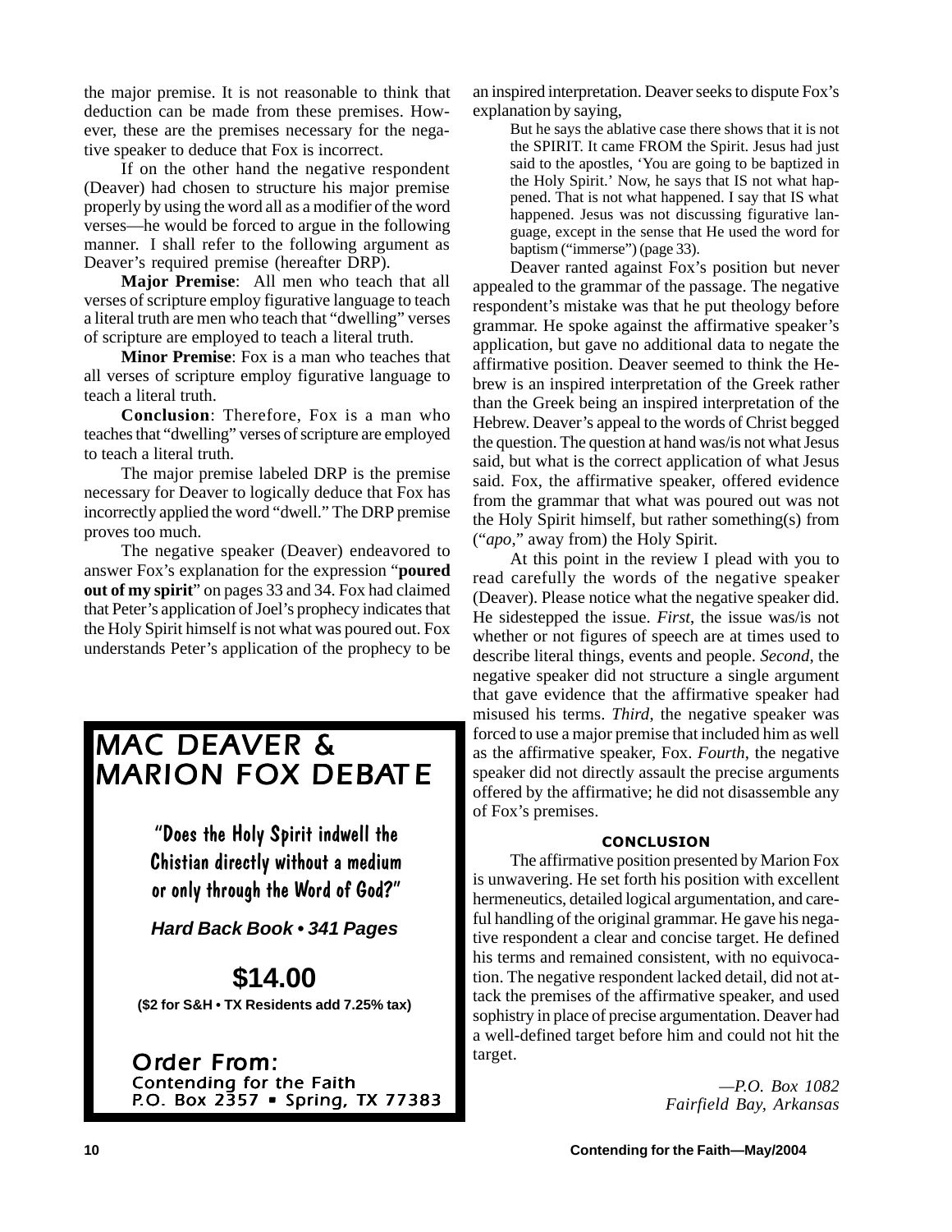the major premise. It is not reasonable to think that deduction can be made from these premises. However, these are the premises necessary for the negative speaker to deduce that Fox is incorrect.

If on the other hand the negative respondent (Deaver) had chosen to structure his major premise properly by using the word all as a modifier of the word verses—he would be forced to argue in the following manner. I shall refer to the following argument as Deaver's required premise (hereafter DRP).

**Major Premise**: All men who teach that all verses of scripture employ figurative language to teach a literal truth are men who teach that "dwelling" verses of scripture are employed to teach a literal truth.

**Minor Premise**: Fox is a man who teaches that all verses of scripture employ figurative language to teach a literal truth.

**Conclusion**: Therefore, Fox is a man who teaches that "dwelling" verses of scripture are employed to teach a literal truth.

The major premise labeled DRP is the premise necessary for Deaver to logically deduce that Fox has incorrectly applied the word "dwell." The DRP premise proves too much.

The negative speaker (Deaver) endeavored to answer Fox's explanation for the expression "**poured out of my spirit**" on pages 33 and 34. Fox had claimed that Peter's application of Joel's prophecy indicates that the Holy Spirit himself is not what was poured out. Fox understands Peter's application of the prophecy to be an inspired interpretation. Deaver seeks to dispute Fox's explanation by saying,

> But he says the ablative case there shows that it is not the SPIRIT. It came FROM the Spirit. Jesus had just said to the apostles, 'You are going to be baptized in the Holy Spirit.' Now, he says that IS not what happened. That is not what happened. I say that IS what happened. Jesus was not discussing figurative language, except in the sense that He used the word for baptism ("immerse") (page 33).

Deaver ranted against Fox's position but never appealed to the grammar of the passage. The negative respondent's mistake was that he put theology before grammar. He spoke against the affirmative speaker's application, but gave no additional data to negate the affirmative position. Deaver seemed to think the Hebrew is an inspired interpretation of the Greek rather than the Greek being an inspired interpretation of the Hebrew. Deaver's appeal to the words of Christ begged the question. The question at hand was/is not what Jesus said, but what is the correct application of what Jesus said. Fox, the affirmative speaker, offered evidence from the grammar that what was poured out was not the Holy Spirit himself, but rather something(s) from ("*apo*," away from) the Holy Spirit.

At this point in the review I plead with you to read carefully the words of the negative speaker (Deaver). Please notice what the negative speaker did. He sidestepped the issue. *First*, the issue was/is not whether or not figures of speech are at times used to describe literal things, events and people. *Second*, the negative speaker did not structure a single argument that gave evidence that the affirmative speaker had misused his terms. *Third*, the negative speaker was forced to use a major premise that included him as well as the affirmative speaker, Fox. *Fourth*, the negative speaker did not directly assault the precise arguments offered by the affirmative; he did not disassemble any of Fox's premises.

### CONCLUSION

The affirmative position presented by Marion Fox is unwavering. He set forth his position with excellent hermeneutics, detailed logical argumentation, and careful handling of the original grammar. He gave his negative respondent a clear and concise target. He defined his terms and remained consistent, with no equivocation. The negative respondent lacked detail, did not attack the premises of the affirmative speaker, and used sophistry in place of precise argumentation. Deaver had a well-defined target before him and could not hit the target.

*—P.O. Box 1082*
*Fairfield Bay, Arkansas*

---

## MAC DEAVER & MARION FOX DEBATE

"Does the Holy Spirit indwell the Chistian directly without a medium or only through the Word of God?"

***Hard Back Book • 341 Pages***

**$14.00**

**($2 for S&H • TX Residents add 7.25% tax)**

**Order From:**
Contending for the Faith
P.O. Box 2357 • Spring, TX 77383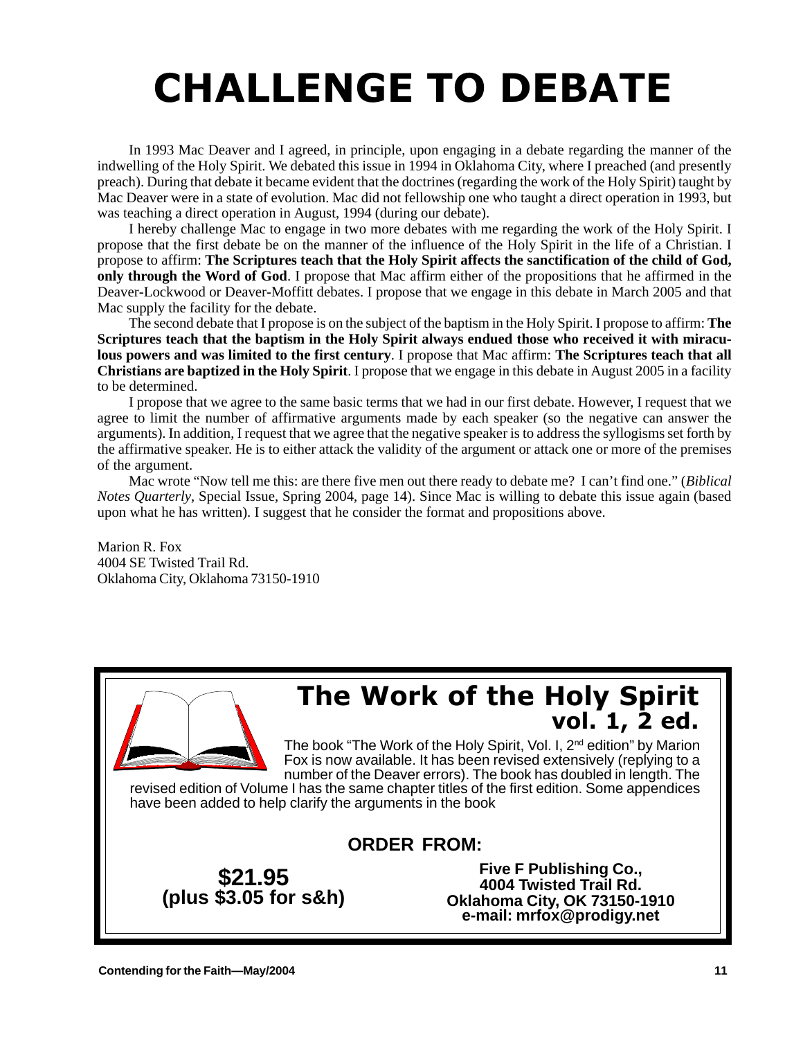# CHALLENGE TO DEBATE

In 1993 Mac Deaver and I agreed, in principle, upon engaging in a debate regarding the manner of the indwelling of the Holy Spirit. We debated this issue in 1994 in Oklahoma City, where I preached (and presently preach). During that debate it became evident that the doctrines (regarding the work of the Holy Spirit) taught by Mac Deaver were in a state of evolution. Mac did not fellowship one who taught a direct operation in 1993, but was teaching a direct operation in August, 1994 (during our debate).

I hereby challenge Mac to engage in two more debates with me regarding the work of the Holy Spirit. I propose that the first debate be on the manner of the influence of the Holy Spirit in the life of a Christian. I propose to affirm: **The Scriptures teach that the Holy Spirit affects the sanctification of the child of God, only through the Word of God**. I propose that Mac affirm either of the propositions that he affirmed in the Deaver-Lockwood or Deaver-Moffitt debates. I propose that we engage in this debate in March 2005 and that Mac supply the facility for the debate.

The second debate that I propose is on the subject of the baptism in the Holy Spirit. I propose to affirm: **The Scriptures teach that the baptism in the Holy Spirit always endued those who received it with miraculous powers and was limited to the first century**. I propose that Mac affirm: **The Scriptures teach that all Christians are baptized in the Holy Spirit**. I propose that we engage in this debate in August 2005 in a facility to be determined.

I propose that we agree to the same basic terms that we had in our first debate. However, I request that we agree to limit the number of affirmative arguments made by each speaker (so the negative can answer the arguments). In addition, I request that we agree that the negative speaker is to address the syllogisms set forth by the affirmative speaker. He is to either attack the validity of the argument or attack one or more of the premises of the argument.

Mac wrote "Now tell me this: are there five men out there ready to debate me? I can't find one." (*Biblical Notes Quarterly*, Special Issue, Spring 2004, page 14). Since Mac is willing to debate this issue again (based upon what he has written). I suggest that he consider the format and propositions above.

Marion R. Fox
4004 SE Twisted Trail Rd.
Oklahoma City, Oklahoma 73150-1910

## The Work of the Holy Spirit
### vol. 1, 2 ed.

The book "The Work of the Holy Spirit, Vol. I, 2nd edition" by Marion Fox is now available. It has been revised extensively (replying to a number of the Deaver errors). The book has doubled in length. The revised edition of Volume I has the same chapter titles of the first edition. Some appendices have been added to help clarify the arguments in the book

**ORDER FROM:**

**$21.95**
**(plus $3.05 for s&h)**

**Five F Publishing Co.,**
**4004 Twisted Trail Rd.**
**Oklahoma City, OK 73150-1910**
**e-mail: mrfox@prodigy.net**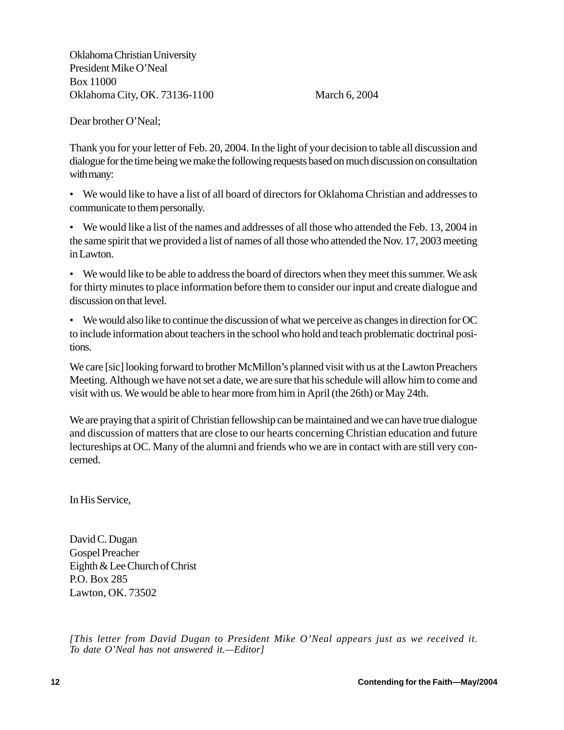Oklahoma Christian University
President Mike O'Neal
Box 11000
Oklahoma City, OK. 73136-1100

March 6, 2004

Dear brother O'Neal;

Thank you for your letter of Feb. 20, 2004. In the light of your decision to table all discussion and dialogue for the time being we make the following requests based on much discussion on consultation with many:

- We would like to have a list of all board of directors for Oklahoma Christian and addresses to communicate to them personally.
- We would like a list of the names and addresses of all those who attended the Feb. 13, 2004 in the same spirit that we provided a list of names of all those who attended the Nov. 17, 2003 meeting in Lawton.
- We would like to be able to address the board of directors when they meet this summer. We ask for thirty minutes to place information before them to consider our input and create dialogue and discussion on that level.
- We would also like to continue the discussion of what we perceive as changes in direction for OC to include information about teachers in the school who hold and teach problematic doctrinal positions.

We care [sic] looking forward to brother McMillon's planned visit with us at the Lawton Preachers Meeting. Although we have not set a date, we are sure that his schedule will allow him to come and visit with us. We would be able to hear more from him in April (the 26th) or May 24th.

We are praying that a spirit of Christian fellowship can be maintained and we can have true dialogue and discussion of matters that are close to our hearts concerning Christian education and future lectureships at OC. Many of the alumni and friends who we are in contact with are still very concerned.

In His Service,

David C. Dugan
Gospel Preacher
Eighth & Lee Church of Christ
P.O. Box 285
Lawton, OK. 73502

*[This letter from David Dugan to President Mike O'Neal appears just as we received it. To date O'Neal has not answered it.—Editor]*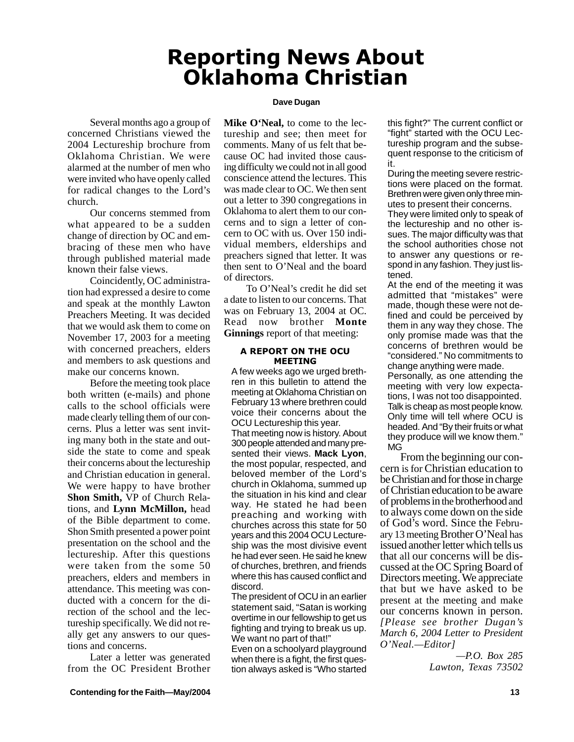# Reporting News About Oklahoma Christian

**Dave Dugan**

Several months ago a group of concerned Christians viewed the 2004 Lectureship brochure from Oklahoma Christian. We were alarmed at the number of men who were invited who have openly called for radical changes to the Lord's church.

Our concerns stemmed from what appeared to be a sudden change of direction by OC and embracing of these men who have through published material made known their false views.

Coincidently, OC administration had expressed a desire to come and speak at the monthly Lawton Preachers Meeting. It was decided that we would ask them to come on November 17, 2003 for a meeting with concerned preachers, elders and members to ask questions and make our concerns known.

Before the meeting took place both written (e-mails) and phone calls to the school officials were made clearly telling them of our concerns. Plus a letter was sent inviting many both in the state and outside the state to come and speak their concerns about the lectureship and Christian education in general. We were happy to have brother **Shon Smith,** VP of Church Relations, and **Lynn McMillon,** head of the Bible department to come. Shon Smith presented a power point presentation on the school and the lectureship. After this questions were taken from the some 50 preachers, elders and members in attendance. This meeting was conducted with a concern for the direction of the school and the lectureship specifically. We did not really get any answers to our questions and concerns.

Later a letter was generated from the OC President Brother **Mike O'Neal,** to come to the lectureship and see; then meet for comments. Many of us felt that because OC had invited those causing difficulty we could not in all good conscience attend the lectures. This was made clear to OC. We then sent out a letter to 390 congregations in Oklahoma to alert them to our concerns and to sign a letter of concern to OC with us. Over 150 individual members, elderships and preachers signed that letter. It was then sent to O'Neal and the board of directors.

To O'Neal's credit he did set a date to listen to our concerns. That was on February 13, 2004 at OC. Read now brother **Monte Ginnings** report of that meeting:

### A REPORT ON THE OCU MEETING

A few weeks ago we urged brethren in this bulletin to attend the meeting at Oklahoma Christian on February 13 where brethren could voice their concerns about the OCU Lectureship this year.

That meeting now is history. About 300 people attended and many presented their views. **Mack Lyon**, the most popular, respected, and beloved member of the Lord's church in Oklahoma, summed up the situation in his kind and clear way. He stated he had been preaching and working with churches across this state for 50 years and this 2004 OCU Lectureship was the most divisive event he had ever seen. He said he knew of churches, brethren, and friends where this has caused conflict and discord.

The president of OCU in an earlier statement said, "Satan is working overtime in our fellowship to get us fighting and trying to break us up. We want no part of that!"

Even on a schoolyard playground when there is a fight, the first question always asked is "Who started this fight?" The current conflict or "fight" started with the OCU Lectureship program and the subsequent response to the criticism of it.

During the meeting severe restrictions were placed on the format. Brethren were given only three minutes to present their concerns. They were limited only to speak of the lectureship and no other issues. The major difficulty was that the school authorities chose not to answer any questions or respond in any fashion. They just listened.

At the end of the meeting it was admitted that "mistakes" were made, though these were not defined and could be perceived by them in any way they chose. The only promise made was that the concerns of brethren would be "considered." No commitments to change anything were made.

Personally, as one attending the meeting with very low expectations, I was not too disappointed. Talk is cheap as most people know. Only time will tell where OCU is headed. And "By their fruits or what they produce will we know them." MG

From the beginning our concern is for Christian education to be Christian and for those in charge of Christian education to be aware of problems in the brotherhood and to always come down on the side of God's word. Since the February 13 meeting Brother O'Neal has issued another letter which tells us that all our concerns will be discussed at the OC Spring Board of Directors meeting. We appreciate that but we have asked to be present at the meeting and make our concerns known in person. *[Please see brother Dugan's March 6, 2004 Letter to President O'Neal.—Editor]*

*—P.O. Box 285*
*Lawton, Texas 73502*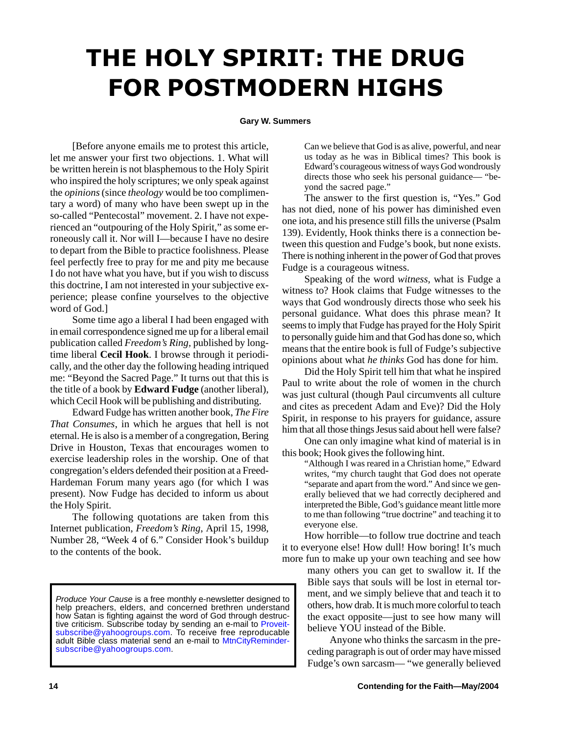# THE HOLY SPIRIT: THE DRUG FOR POSTMODERN HIGHS

**Gary W. Summers**

[Before anyone emails me to protest this article, let me answer your first two objections. 1. What will be written herein is not blasphemous to the Holy Spirit who inspired the holy scriptures; we only speak against the *opinions* (since *theology* would be too complimentary a word) of many who have been swept up in the so-called "Pentecostal" movement. 2. I have not experienced an "outpouring of the Holy Spirit," as some erroneously call it. Nor will I—because I have no desire to depart from the Bible to practice foolishness. Please feel perfectly free to pray for me and pity me because I do not have what you have, but if you wish to discuss this doctrine, I am not interested in your subjective experience; please confine yourselves to the objective word of God.]

Some time ago a liberal I had been engaged with in email correspondence signed me up for a liberal email publication called *Freedom's Ring*, published by long-time liberal **Cecil Hook**. I browse through it periodically, and the other day the following heading intriqued me: "Beyond the Sacred Page." It turns out that this is the title of a book by **Edward Fudge** (another liberal), which Cecil Hook will be publishing and distributing.

Edward Fudge has written another book, *The Fire That Consumes*, in which he argues that hell is not eternal. He is also is a member of a congregation, Bering Drive in Houston, Texas that encourages women to exercise leadership roles in the worship. One of that congregation's elders defended their position at a Freed-Hardeman Forum many years ago (for which I was present). Now Fudge has decided to inform us about the Holy Spirit.

The following quotations are taken from this Internet publication, *Freedom's Ring*, April 15, 1998, Number 28, "Week 4 of 6." Consider Hook's buildup to the contents of the book.

> Can we believe that God is as alive, powerful, and near us today as he was in Biblical times? This book is Edward's courageous witness of ways God wondrously directs those who seek his personal guidance— "beyond the sacred page."

The answer to the first question is, "Yes." God has not died, none of his power has diminished even one iota, and his presence still fills the universe (Psalm 139). Evidently, Hook thinks there is a connection between this question and Fudge's book, but none exists. There is nothing inherent in the power of God that proves Fudge is a courageous witness.

Speaking of the word *witness*, what is Fudge a witness to? Hook claims that Fudge witnesses to the ways that God wondrously directs those who seek his personal guidance. What does this phrase mean? It seems to imply that Fudge has prayed for the Holy Spirit to personally guide him and that God has done so, which means that the entire book is full of Fudge's subjective opinions about what *he thinks* God has done for him.

Did the Holy Spirit tell him that what he inspired Paul to write about the role of women in the church was just cultural (though Paul circumvents all culture and cites as precedent Adam and Eve)? Did the Holy Spirit, in response to his prayers for guidance, assure him that all those things Jesus said about hell were false?

One can only imagine what kind of material is in this book; Hook gives the following hint.

> "Although I was reared in a Christian home," Edward writes, "my church taught that God does not operate "separate and apart from the word." And since we generally believed that we had correctly deciphered and interpreted the Bible, God's guidance meant little more to me than following "true doctrine" and teaching it to everyone else.

How horrible—to follow true doctrine and teach it to everyone else! How dull! How boring! It's much more fun to make up your own teaching and see how many others you can get to swallow it. If the Bible says that souls will be lost in eternal torment, and we simply believe that and teach it to others, how drab. It is much more colorful to teach the exact opposite—just to see how many will believe YOU instead of the Bible.

Anyone who thinks the sarcasm in the preceding paragraph is out of order may have missed Fudge's own sarcasm— "we generally believed

---

*Produce Your Cause* is a free monthly e-newsletter designed to help preachers, elders, and concerned brethren understand how Satan is fighting against the word of God through destructive criticism. Subscribe today by sending an e-mail to Proveit-subscribe@yahoogroups.com. To receive free reproducable adult Bible class material send an e-mail to MtnCityReminder-subscribe@yahoogroups.com.

---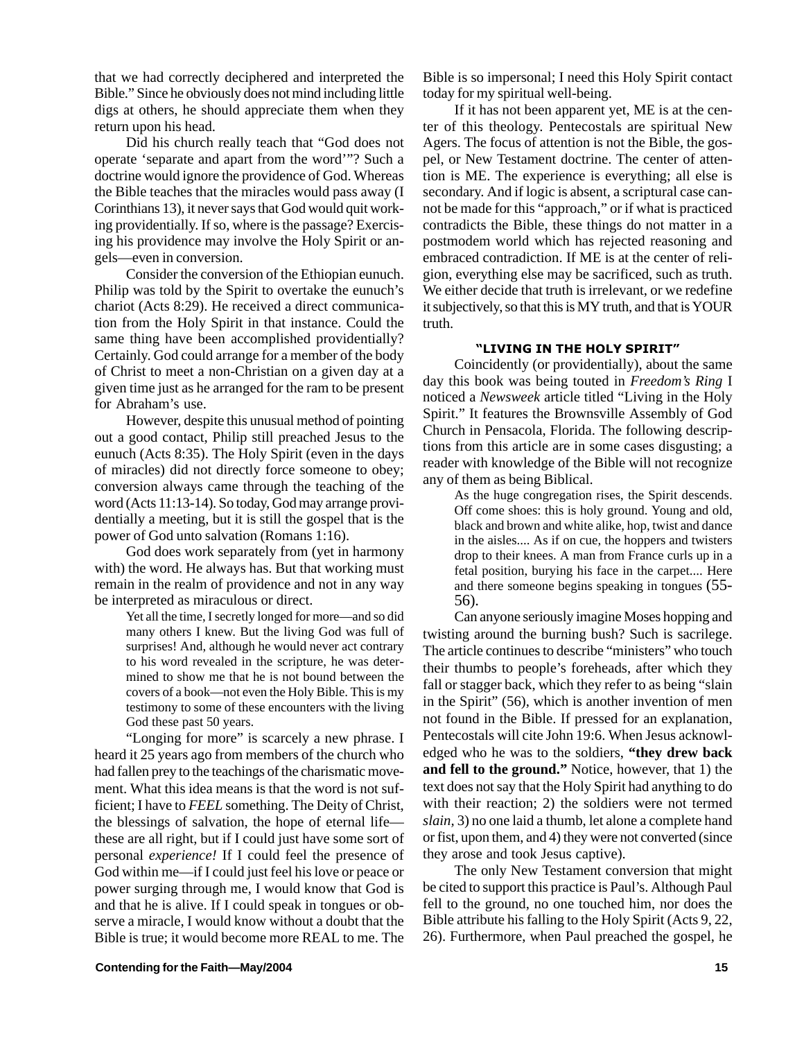that we had correctly deciphered and interpreted the Bible." Since he obviously does not mind including little digs at others, he should appreciate them when they return upon his head.

Did his church really teach that "God does not operate 'separate and apart from the word'"? Such a doctrine would ignore the providence of God. Whereas the Bible teaches that the miracles would pass away (I Corinthians 13), it never says that God would quit working providentially. If so, where is the passage? Exercising his providence may involve the Holy Spirit or angels—even in conversion.

Consider the conversion of the Ethiopian eunuch. Philip was told by the Spirit to overtake the eunuch's chariot (Acts 8:29). He received a direct communication from the Holy Spirit in that instance. Could the same thing have been accomplished providentially? Certainly. God could arrange for a member of the body of Christ to meet a non-Christian on a given day at a given time just as he arranged for the ram to be present for Abraham's use.

However, despite this unusual method of pointing out a good contact, Philip still preached Jesus to the eunuch (Acts 8:35). The Holy Spirit (even in the days of miracles) did not directly force someone to obey; conversion always came through the teaching of the word (Acts 11:13-14). So today, God may arrange providentially a meeting, but it is still the gospel that is the power of God unto salvation (Romans 1:16).

God does work separately from (yet in harmony with) the word. He always has. But that working must remain in the realm of providence and not in any way be interpreted as miraculous or direct.

> Yet all the time, I secretly longed for more—and so did many others I knew. But the living God was full of surprises! And, although he would never act contrary to his word revealed in the scripture, he was determined to show me that he is not bound between the covers of a book—not even the Holy Bible. This is my testimony to some of these encounters with the living God these past 50 years.

"Longing for more" is scarcely a new phrase. I heard it 25 years ago from members of the church who had fallen prey to the teachings of the charismatic movement. What this idea means is that the word is not sufficient; I have to *FEEL* something. The Deity of Christ, the blessings of salvation, the hope of eternal life—these are all right, but if I could just have some sort of personal *experience!* If I could feel the presence of God within me—if I could just feel his love or peace or power surging through me, I would know that God is and that he is alive. If I could speak in tongues or observe a miracle, I would know without a doubt that the Bible is true; it would become more REAL to me. The Bible is so impersonal; I need this Holy Spirit contact today for my spiritual well-being.

If it has not been apparent yet, ME is at the center of this theology. Pentecostals are spiritual New Agers. The focus of attention is not the Bible, the gospel, or New Testament doctrine. The center of attention is ME. The experience is everything; all else is secondary. And if logic is absent, a scriptural case cannot be made for this "approach," or if what is practiced contradicts the Bible, these things do not matter in a postmodem world which has rejected reasoning and embraced contradiction. If ME is at the center of religion, everything else may be sacrificed, such as truth. We either decide that truth is irrelevant, or we redefine it subjectively, so that this is MY truth, and that is YOUR truth.

### "LIVING IN THE HOLY SPIRIT"

Coincidently (or providentially), about the same day this book was being touted in *Freedom's Ring* I noticed a *Newsweek* article titled "Living in the Holy Spirit." It features the Brownsville Assembly of God Church in Pensacola, Florida. The following descriptions from this article are in some cases disgusting; a reader with knowledge of the Bible will not recognize any of them as being Biblical.

> As the huge congregation rises, the Spirit descends. Off come shoes: this is holy ground. Young and old, black and brown and white alike, hop, twist and dance in the aisles.... As if on cue, the hoppers and twisters drop to their knees. A man from France curls up in a fetal position, burying his face in the carpet.... Here and there someone begins speaking in tongues (55-56).

Can anyone seriously imagine Moses hopping and twisting around the burning bush? Such is sacrilege. The article continues to describe "ministers" who touch their thumbs to people's foreheads, after which they fall or stagger back, which they refer to as being "slain in the Spirit" (56), which is another invention of men not found in the Bible. If pressed for an explanation, Pentecostals will cite John 19:6. When Jesus acknowledged who he was to the soldiers, **"they drew back and fell to the ground."** Notice, however, that 1) the text does not say that the Holy Spirit had anything to do with their reaction; 2) the soldiers were not termed *slain,* 3) no one laid a thumb, let alone a complete hand or fist, upon them, and 4) they were not converted (since they arose and took Jesus captive).

The only New Testament conversion that might be cited to support this practice is Paul's. Although Paul fell to the ground, no one touched him, nor does the Bible attribute his falling to the Holy Spirit (Acts 9, 22, 26). Furthermore, when Paul preached the gospel, he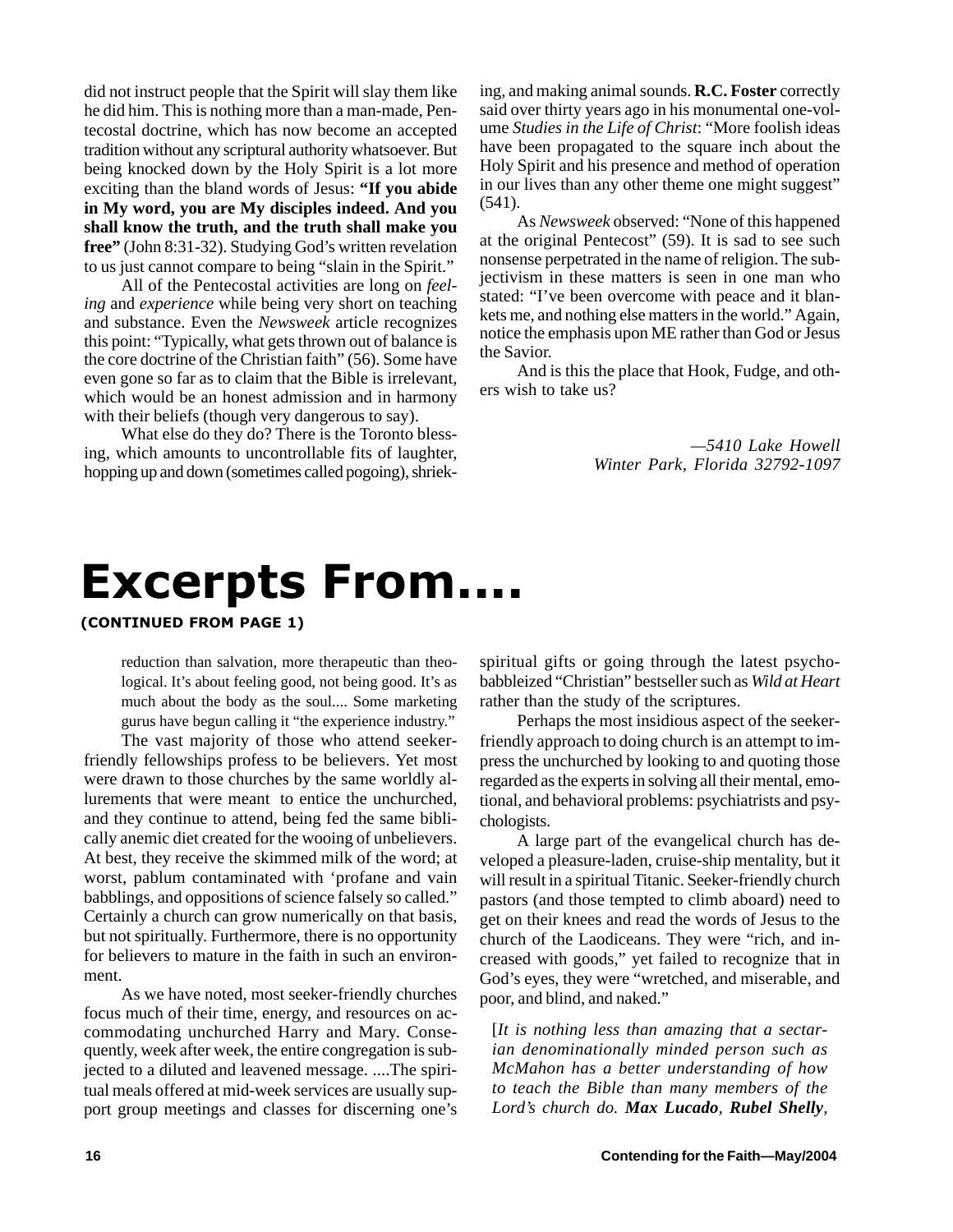did not instruct people that the Spirit will slay them like he did him. This is nothing more than a man-made, Pentecostal doctrine, which has now become an accepted tradition without any scriptural authority whatsoever. But being knocked down by the Holy Spirit is a lot more exciting than the bland words of Jesus: **"If you abide in My word, you are My disciples indeed. And you shall know the truth, and the truth shall make you free"** (John 8:31-32). Studying God's written revelation to us just cannot compare to being "slain in the Spirit."

All of the Pentecostal activities are long on *feeling* and *experience* while being very short on teaching and substance. Even the *Newsweek* article recognizes this point: "Typically, what gets thrown out of balance is the core doctrine of the Christian faith" (56). Some have even gone so far as to claim that the Bible is irrelevant, which would be an honest admission and in harmony with their beliefs (though very dangerous to say).

What else do they do? There is the Toronto blessing, which amounts to uncontrollable fits of laughter, hopping up and down (sometimes called pogoing), shrieking, and making animal sounds. **R.C. Foster** correctly said over thirty years ago in his monumental one-volume *Studies in the Life of Christ*: "More foolish ideas have been propagated to the square inch about the Holy Spirit and his presence and method of operation in our lives than any other theme one might suggest" (541).

As *Newsweek* observed: "None of this happened at the original Pentecost" (59). It is sad to see such nonsense perpetrated in the name of religion. The subjectivism in these matters is seen in one man who stated: "I've been overcome with peace and it blankets me, and nothing else matters in the world." Again, notice the emphasis upon ME rather than God or Jesus the Savior.

And is this the place that Hook, Fudge, and others wish to take us?

*—5410 Lake Howell*
*Winter Park, Florida 32792-1097*

# Excerpts From....

**(CONTINUED FROM PAGE 1)**

> reduction than salvation, more therapeutic than theological. It's about feeling good, not being good. It's as much about the body as the soul.... Some marketing gurus have begun calling it "the experience industry."

The vast majority of those who attend seeker-friendly fellowships profess to be believers. Yet most were drawn to those churches by the same worldly allurements that were meant to entice the unchurched, and they continue to attend, being fed the same biblically anemic diet created for the wooing of unbelievers. At best, they receive the skimmed milk of the word; at worst, pablum contaminated with 'profane and vain babblings, and oppositions of science falsely so called." Certainly a church can grow numerically on that basis, but not spiritually. Furthermore, there is no opportunity for believers to mature in the faith in such an environment.

As we have noted, most seeker-friendly churches focus much of their time, energy, and resources on accommodating unchurched Harry and Mary. Consequently, week after week, the entire congregation is subjected to a diluted and leavened message. ....The spiritual meals offered at mid-week services are usually support group meetings and classes for discerning one's spiritual gifts or going through the latest psychobabbleized "Christian" bestseller such as *Wild at Heart* rather than the study of the scriptures.

Perhaps the most insidious aspect of the seeker-friendly approach to doing church is an attempt to impress the unchurched by looking to and quoting those regarded as the experts in solving all their mental, emotional, and behavioral problems: psychiatrists and psychologists.

A large part of the evangelical church has developed a pleasure-laden, cruise-ship mentality, but it will result in a spiritual Titanic. Seeker-friendly church pastors (and those tempted to climb aboard) need to get on their knees and read the words of Jesus to the church of the Laodiceans. They were "rich, and increased with goods," yet failed to recognize that in God's eyes, they were "wretched, and miserable, and poor, and blind, and naked."

[*It is nothing less than amazing that a sectarian denominationally minded person such as McMahon has a better understanding of how to teach the Bible than many members of the Lord's church do.* ***Max Lucado***, ***Rubel Shelly***,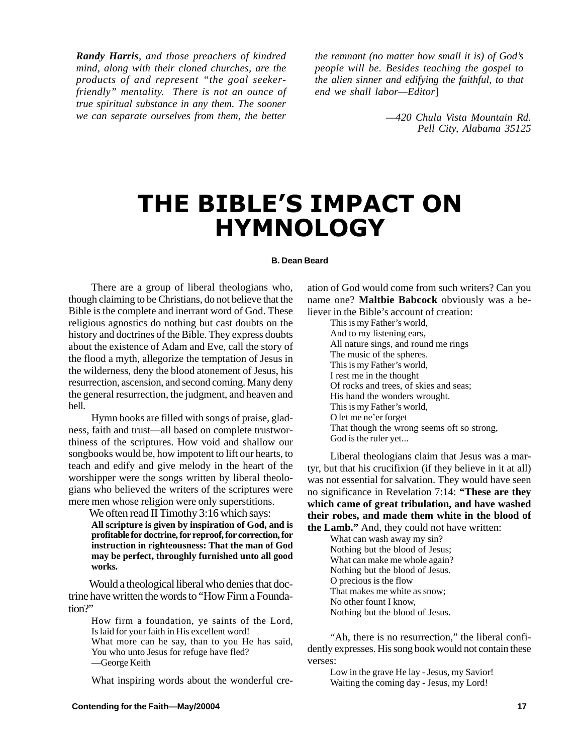*Randy Harris*, *and those preachers of kindred mind, along with their cloned churches, are the products of and represent "the goal seeker-friendly" mentality. There is not an ounce of true spiritual substance in any them. The sooner we can separate ourselves from them, the better the remnant (no matter how small it is) of God's people will be. Besides teaching the gospel to the alien sinner and edifying the faithful, to that end we shall labor—Editor*]

*—420 Chula Vista Mountain Rd.*
*Pell City, Alabama 35125*

# THE BIBLE'S IMPACT ON HYMNOLOGY

**B. Dean Beard**

There are a group of liberal theologians who, though claiming to be Christians, do not believe that the Bible is the complete and inerrant word of God. These religious agnostics do nothing but cast doubts on the history and doctrines of the Bible. They express doubts about the existence of Adam and Eve, call the story of the flood a myth, allegorize the temptation of Jesus in the wilderness, deny the blood atonement of Jesus, his resurrection, ascension, and second coming. Many deny the general resurrection, the judgment, and heaven and hell.

Hymn books are filled with songs of praise, gladness, faith and trust—all based on complete trustworthiness of the scriptures. How void and shallow our songbooks would be, how impotent to lift our hearts, to teach and edify and give melody in the heart of the worshipper were the songs written by liberal theologians who believed the writers of the scriptures were mere men whose religion were only superstitions.

We often read II Timothy 3:16 which says:

> **All scripture is given by inspiration of God, and is profitable for doctrine, for reproof, for correction, for instruction in righteousness: That the man of God may be perfect, throughly furnished unto all good works.**

Would a theological liberal who denies that doctrine have written the words to "How Firm a Foundation?"

> How firm a foundation, ye saints of the Lord,
> Is laid for your faith in His excellent word!
> What more can he say, than to you He has said,
> You who unto Jesus for refuge have fled?
> —George Keith

What inspiring words about the wonderful creation of God would come from such writers? Can you name one? **Maltbie Babcock** obviously was a believer in the Bible's account of creation:

> This is my Father's world,
> And to my listening ears,
> All nature sings, and round me rings
> The music of the spheres.
> This is my Father's world,
> I rest me in the thought
> Of rocks and trees, of skies and seas;
> His hand the wonders wrought.
> This is my Father's world,
> O let me ne'er forget
> That though the wrong seems oft so strong,
> God is the ruler yet...

Liberal theologians claim that Jesus was a martyr, but that his crucifixion (if they believe in it at all) was not essential for salvation. They would have seen no significance in Revelation 7:14: **"These are they which came of great tribulation, and have washed their robes, and made them white in the blood of the Lamb."** And, they could not have written:

> What can wash away my sin?
> Nothing but the blood of Jesus;
> What can make me whole again?
> Nothing but the blood of Jesus.
> O precious is the flow
> That makes me white as snow;
> No other fount I know,
> Nothing but the blood of Jesus.

"Ah, there is no resurrection," the liberal confidently expresses. His song book would not contain these verses:

> Low in the grave He lay - Jesus, my Savior!
> Waiting the coming day - Jesus, my Lord!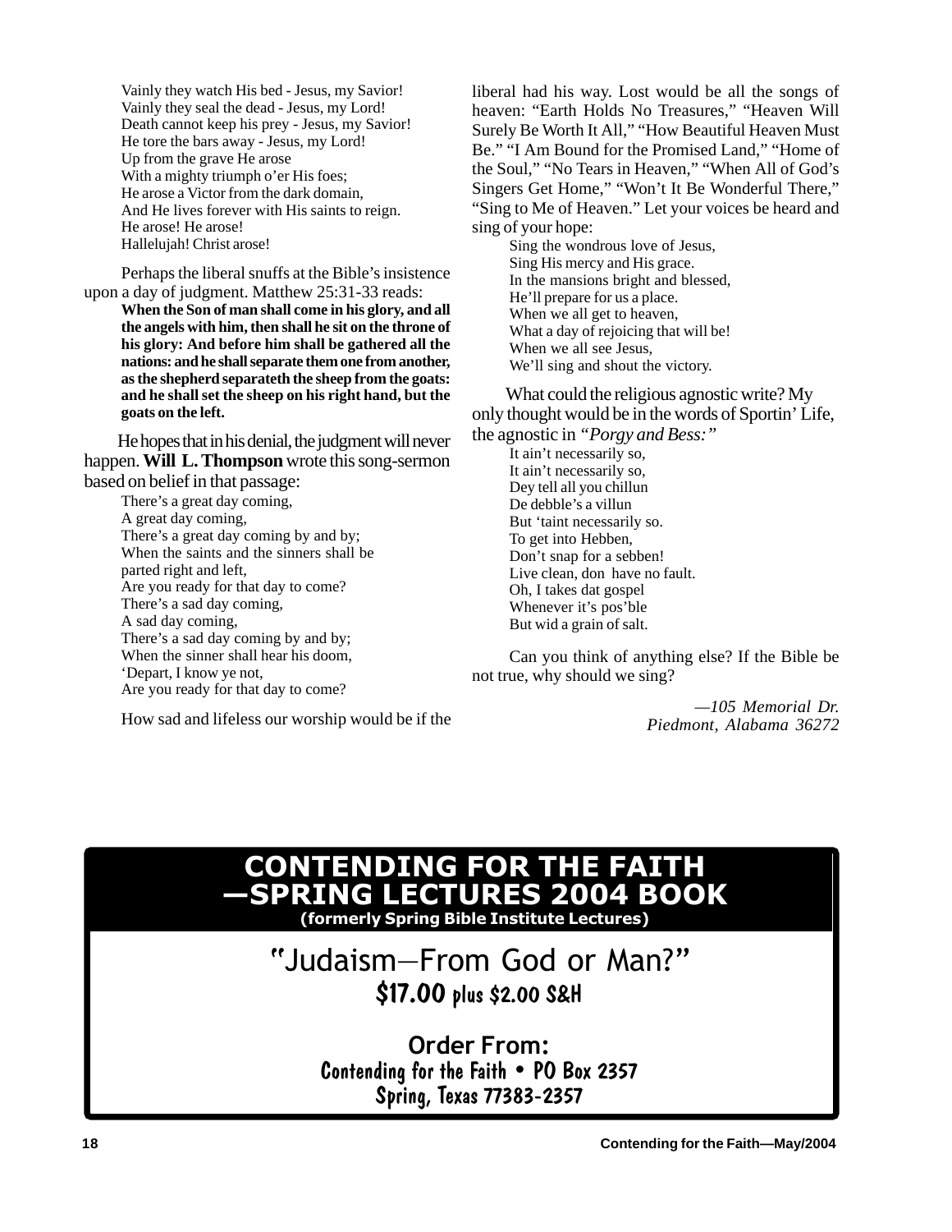Vainly they watch His bed - Jesus, my Savior!
Vainly they seal the dead - Jesus, my Lord!
Death cannot keep his prey - Jesus, my Savior!
He tore the bars away - Jesus, my Lord!
Up from the grave He arose
With a mighty triumph o'er His foes;
He arose a Victor from the dark domain,
And He lives forever with His saints to reign.
He arose! He arose!
Hallelujah! Christ arose!

Perhaps the liberal snuffs at the Bible's insistence upon a day of judgment. Matthew 25:31-33 reads:

**When the Son of man shall come in his glory, and all the angels with him, then shall he sit on the throne of his glory: And before him shall be gathered all the nations: and he shall separate them one from another, as the shepherd separateth the sheep from the goats: and he shall set the sheep on his right hand, but the goats on the left.**

He hopes that in his denial, the judgment will never happen. **Will L. Thompson** wrote this song-sermon based on belief in that passage:

There's a great day coming,
A great day coming,
There's a great day coming by and by;
When the saints and the sinners shall be
parted right and left,
Are you ready for that day to come?
There's a sad day coming,
A sad day coming,
There's a sad day coming by and by;
When the sinner shall hear his doom,
'Depart, I know ye not,
Are you ready for that day to come?

How sad and lifeless our worship would be if the liberal had his way. Lost would be all the songs of heaven: "Earth Holds No Treasures," "Heaven Will Surely Be Worth It All," "How Beautiful Heaven Must Be." "I Am Bound for the Promised Land," "Home of the Soul," "No Tears in Heaven," "When All of God's Singers Get Home," "Won't It Be Wonderful There," "Sing to Me of Heaven." Let your voices be heard and sing of your hope:

Sing the wondrous love of Jesus,
Sing His mercy and His grace.
In the mansions bright and blessed,
He'll prepare for us a place.
When we all get to heaven,
What a day of rejoicing that will be!
When we all see Jesus,
We'll sing and shout the victory.

What could the religious agnostic write? My only thought would be in the words of Sportin' Life, the agnostic in *"Porgy and Bess:"*

It ain't necessarily so,
It ain't necessarily so,
Dey tell all you chillun
De debble's a villun
But 'taint necessarily so.
To get into Hebben,
Don't snap for a sebben!
Live clean, don have no fault.
Oh, I takes dat gospel
Whenever it's pos'ble
But wid a grain of salt.

Can you think of anything else? If the Bible be not true, why should we sing?

*—105 Memorial Dr.*
*Piedmont, Alabama 36272*

# CONTENDING FOR THE FAITH —SPRING LECTURES 2004 BOOK

**(formerly Spring Bible Institute Lectures)**

## "Judaism—From God or Man?"

**$17.00 plus $2.00 S&H**

**Order From:**
**Contending for the Faith • PO Box 2357**
**Spring, Texas 77383-2357**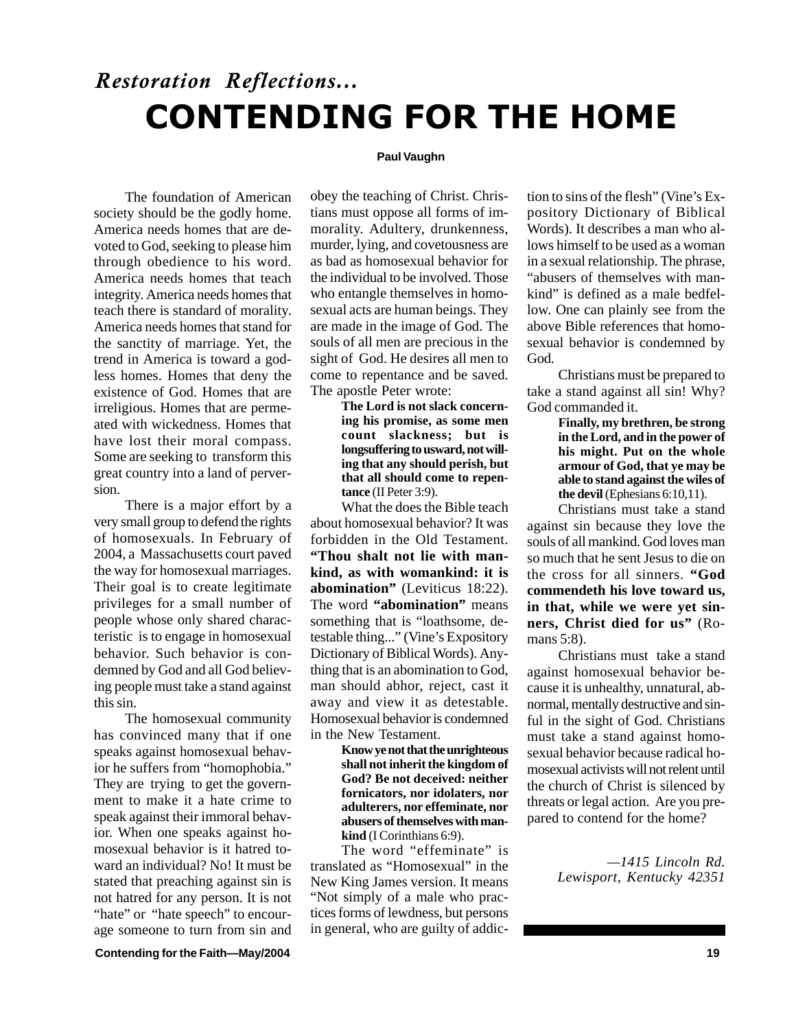*Restoration Reflections...*

# CONTENDING FOR THE HOME

**Paul Vaughn**

The foundation of American society should be the godly home. America needs homes that are devoted to God, seeking to please him through obedience to his word. America needs homes that teach integrity. America needs homes that teach there is standard of morality. America needs homes that stand for the sanctity of marriage. Yet, the trend in America is toward a godless homes. Homes that deny the existence of God. Homes that are irreligious. Homes that are permeated with wickedness. Homes that have lost their moral compass. Some are seeking to transform this great country into a land of perversion.

There is a major effort by a very small group to defend the rights of homosexuals. In February of 2004, a Massachusetts court paved the way for homosexual marriages. Their goal is to create legitimate privileges for a small number of people whose only shared characteristic is to engage in homosexual behavior. Such behavior is condemned by God and all God believing people must take a stand against this sin.

The homosexual community has convinced many that if one speaks against homosexual behavior he suffers from "homophobia." They are trying to get the government to make it a hate crime to speak against their immoral behavior. When one speaks against homosexual behavior is it hatred toward an individual? No! It must be stated that preaching against sin is not hatred for any person. It is not "hate" or "hate speech" to encourage someone to turn from sin and obey the teaching of Christ. Christians must oppose all forms of immorality. Adultery, drunkenness, murder, lying, and covetousness are as bad as homosexual behavior for the individual to be involved. Those who entangle themselves in homosexual acts are human beings. They are made in the image of God. The souls of all men are precious in the sight of God. He desires all men to come to repentance and be saved. The apostle Peter wrote:

> **The Lord is not slack concerning his promise, as some men count slackness; but is longsuffering to usward, not willing that any should perish, but that all should come to repentance** (II Peter 3:9).

What the does the Bible teach about homosexual behavior? It was forbidden in the Old Testament. **"Thou shalt not lie with mankind, as with womankind: it is abomination"** (Leviticus 18:22). The word **"abomination"** means something that is "loathsome, detestable thing..." (Vine's Expository Dictionary of Biblical Words). Anything that is an abomination to God, man should abhor, reject, cast it away and view it as detestable. Homosexual behavior is condemned in the New Testament.

> **Know ye not that the unrighteous shall not inherit the kingdom of God? Be not deceived: neither fornicators, nor idolaters, nor adulterers, nor effeminate, nor abusers of themselves with mankind** (I Corinthians 6:9).

The word "effeminate" is translated as "Homosexual" in the New King James version. It means "Not simply of a male who practices forms of lewdness, but persons in general, who are guilty of addiction to sins of the flesh" (Vine's Expository Dictionary of Biblical Words). It describes a man who allows himself to be used as a woman in a sexual relationship. The phrase, "abusers of themselves with mankind" is defined as a male bedfellow. One can plainly see from the above Bible references that homosexual behavior is condemned by God.

Christians must be prepared to take a stand against all sin! Why? God commanded it.

> **Finally, my brethren, be strong in the Lord, and in the power of his might. Put on the whole armour of God, that ye may be able to stand against the wiles of the devil** (Ephesians 6:10,11).

Christians must take a stand against sin because they love the souls of all mankind. God loves man so much that he sent Jesus to die on the cross for all sinners. **"God commendeth his love toward us, in that, while we were yet sinners, Christ died for us"** (Romans 5:8).

Christians must take a stand against homosexual behavior because it is unhealthy, unnatural, abnormal, mentally destructive and sinful in the sight of God. Christians must take a stand against homosexual behavior because radical homosexual activists will not relent until the church of Christ is silenced by threats or legal action. Are you prepared to contend for the home?

*—1415 Lincoln Rd.*
*Lewisport, Kentucky 42351*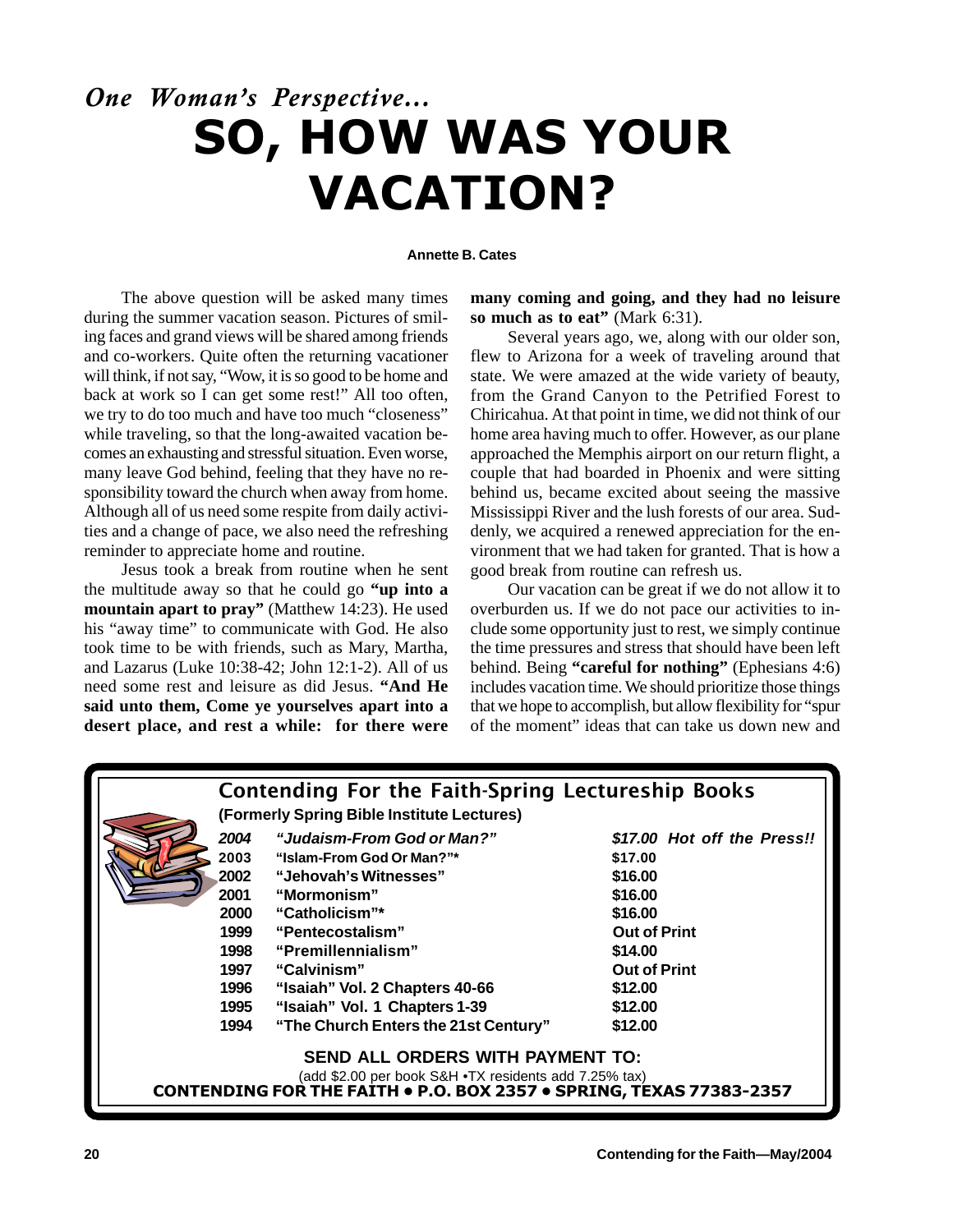*One Woman's Perspective...*

# SO, HOW WAS YOUR VACATION?

**Annette B. Cates**

The above question will be asked many times during the summer vacation season. Pictures of smiling faces and grand views will be shared among friends and co-workers. Quite often the returning vacationer will think, if not say, "Wow, it is so good to be home and back at work so I can get some rest!" All too often, we try to do too much and have too much "closeness" while traveling, so that the long-awaited vacation becomes an exhausting and stressful situation. Even worse, many leave God behind, feeling that they have no responsibility toward the church when away from home. Although all of us need some respite from daily activities and a change of pace, we also need the refreshing reminder to appreciate home and routine.

Jesus took a break from routine when he sent the multitude away so that he could go **"up into a mountain apart to pray"** (Matthew 14:23). He used his "away time" to communicate with God. He also took time to be with friends, such as Mary, Martha, and Lazarus (Luke 10:38-42; John 12:1-2). All of us need some rest and leisure as did Jesus. **"And He said unto them, Come ye yourselves apart into a desert place, and rest a while: for there were many coming and going, and they had no leisure so much as to eat"** (Mark 6:31).

Several years ago, we, along with our older son, flew to Arizona for a week of traveling around that state. We were amazed at the wide variety of beauty, from the Grand Canyon to the Petrified Forest to Chiricahua. At that point in time, we did not think of our home area having much to offer. However, as our plane approached the Memphis airport on our return flight, a couple that had boarded in Phoenix and were sitting behind us, became excited about seeing the massive Mississippi River and the lush forests of our area. Suddenly, we acquired a renewed appreciation for the environment that we had taken for granted. That is how a good break from routine can refresh us.

Our vacation can be great if we do not allow it to overburden us. If we do not pace our activities to include some opportunity just to rest, we simply continue the time pressures and stress that should have been left behind. Being **"careful for nothing"** (Ephesians 4:6) includes vacation time. We should prioritize those things that we hope to accomplish, but allow flexibility for "spur of the moment" ideas that can take us down new and

---

## Contending For the Faith-Spring Lectureship Books

**(Formerly Spring Bible Institute Lectures)**

| Year | Title | Price |
|---|---|---|
| ***2004*** | ***"Judaism-From God or Man?"*** | ***$17.00 Hot off the Press!!*** |
| **2003** | **"Islam-From God Or Man?"*** | **$17.00** |
| **2002** | **"Jehovah's Witnesses"** | **$16.00** |
| **2001** | **"Mormonism"** | **$16.00** |
| **2000** | **"Catholicism"*** | **$16.00** |
| **1999** | **"Pentecostalism"** | **Out of Print** |
| **1998** | **"Premillennialism"** | **$14.00** |
| **1997** | **"Calvinism"** | **Out of Print** |
| **1996** | **"Isaiah" Vol. 2 Chapters 40-66** | **$12.00** |
| **1995** | **"Isaiah" Vol. 1 Chapters 1-39** | **$12.00** |
| **1994** | **"The Church Enters the 21st Century"** | **$12.00** |

**SEND ALL ORDERS WITH PAYMENT TO:**

(add $2.00 per book S&H •TX residents add 7.25% tax)

**CONTENDING FOR THE FAITH • P.O. BOX 2357 • SPRING, TEXAS 77383-2357**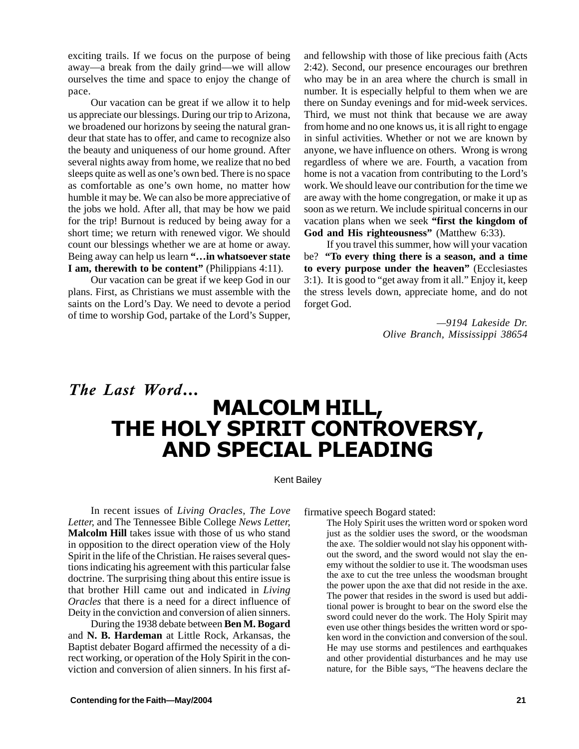exciting trails. If we focus on the purpose of being away—a break from the daily grind—we will allow ourselves the time and space to enjoy the change of pace.

Our vacation can be great if we allow it to help us appreciate our blessings. During our trip to Arizona, we broadened our horizons by seeing the natural grandeur that state has to offer, and came to recognize also the beauty and uniqueness of our home ground. After several nights away from home, we realize that no bed sleeps quite as well as one's own bed. There is no space as comfortable as one's own home, no matter how humble it may be. We can also be more appreciative of the jobs we hold. After all, that may be how we paid for the trip! Burnout is reduced by being away for a short time; we return with renewed vigor. We should count our blessings whether we are at home or away. Being away can help us learn **"…in whatsoever state I am, therewith to be content"** (Philippians 4:11).

Our vacation can be great if we keep God in our plans. First, as Christians we must assemble with the saints on the Lord's Day. We need to devote a period of time to worship God, partake of the Lord's Supper, and fellowship with those of like precious faith (Acts 2:42). Second, our presence encourages our brethren who may be in an area where the church is small in number. It is especially helpful to them when we are there on Sunday evenings and for mid-week services. Third, we must not think that because we are away from home and no one knows us, it is all right to engage in sinful activities. Whether or not we are known by anyone, we have influence on others. Wrong is wrong regardless of where we are. Fourth, a vacation from home is not a vacation from contributing to the Lord's work. We should leave our contribution for the time we are away with the home congregation, or make it up as soon as we return. We include spiritual concerns in our vacation plans when we seek **"first the kingdom of God and His righteousness"** (Matthew 6:33).

If you travel this summer, how will your vacation be? **"To every thing there is a season, and a time to every purpose under the heaven"** (Ecclesiastes 3:1). It is good to "get away from it all." Enjoy it, keep the stress levels down, appreciate home, and do not forget God.

*—9194 Lakeside Dr.*
*Olive Branch, Mississippi 38654*

***The Last Word…***

# MALCOLM HILL, THE HOLY SPIRIT CONTROVERSY, AND SPECIAL PLEADING

Kent Bailey

In recent issues of *Living Oracles*, *The Love Letter*, and The Tennessee Bible College *News Letter*, **Malcolm Hill** takes issue with those of us who stand in opposition to the direct operation view of the Holy Spirit in the life of the Christian. He raises several questions indicating his agreement with this particular false doctrine. The surprising thing about this entire issue is that brother Hill came out and indicated in *Living Oracles* that there is a need for a direct influence of Deity in the conviction and conversion of alien sinners.

During the 1938 debate between **Ben M. Bogard** and **N. B. Hardeman** at Little Rock, Arkansas, the Baptist debater Bogard affirmed the necessity of a direct working, or operation of the Holy Spirit in the conviction and conversion of alien sinners. In his first affirmative speech Bogard stated:

> The Holy Spirit uses the written word or spoken word just as the soldier uses the sword, or the woodsman the axe. The soldier would not slay his opponent without the sword, and the sword would not slay the enemy without the soldier to use it. The woodsman uses the axe to cut the tree unless the woodsman brought the power upon the axe that did not reside in the axe. The power that resides in the sword is used but additional power is brought to bear on the sword else the sword could never do the work. The Holy Spirit may even use other things besides the written word or spoken word in the conviction and conversion of the soul. He may use storms and pestilences and earthquakes and other providential disturbances and he may use nature, for the Bible says, "The heavens declare the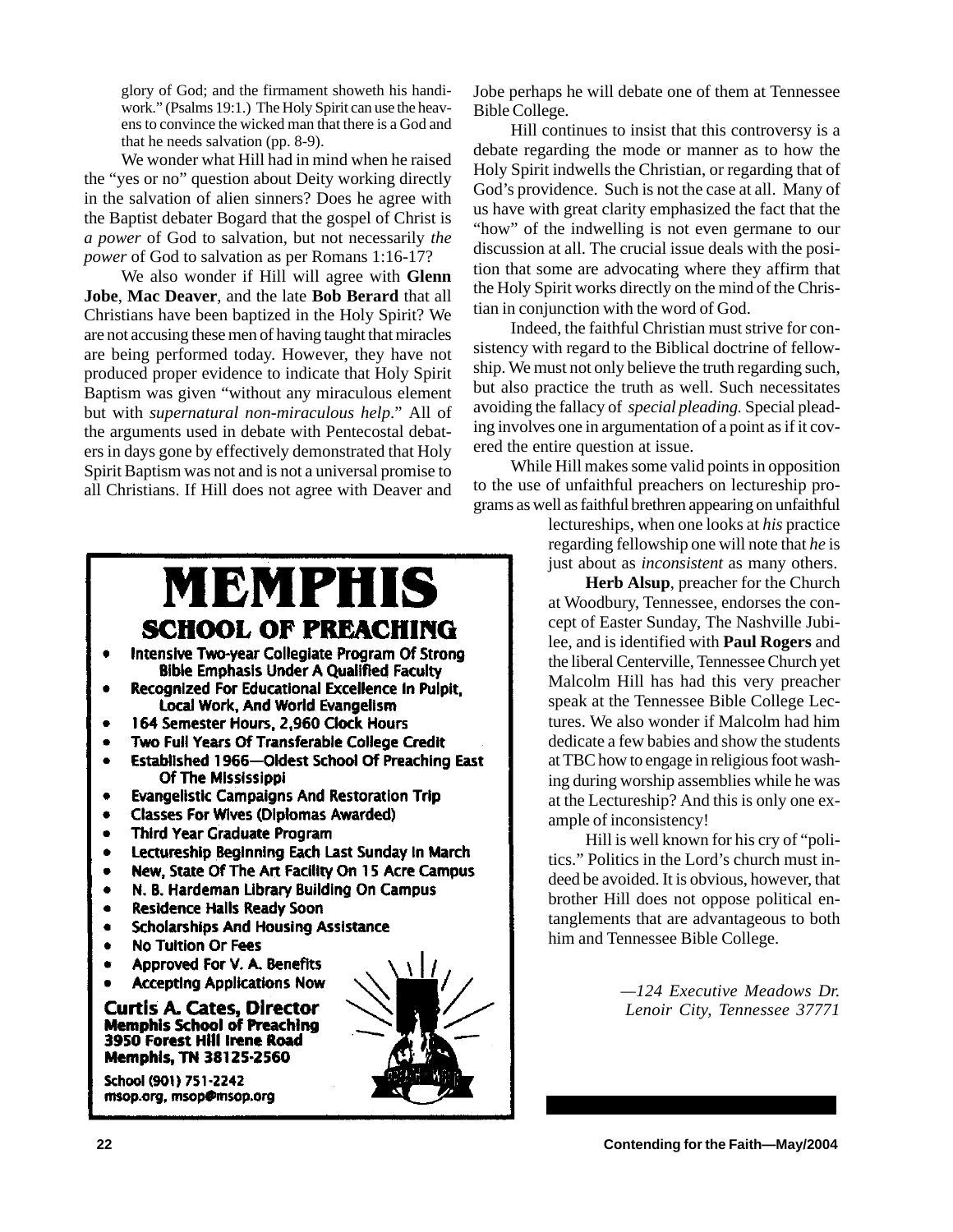glory of God; and the firmament showeth his handiwork." (Psalms 19:1.) The Holy Spirit can use the heavens to convince the wicked man that there is a God and that he needs salvation (pp. 8-9).

We wonder what Hill had in mind when he raised the "yes or no" question about Deity working directly in the salvation of alien sinners? Does he agree with the Baptist debater Bogard that the gospel of Christ is *a power* of God to salvation, but not necessarily *the power* of God to salvation as per Romans 1:16-17?

We also wonder if Hill will agree with **Glenn Jobe**, **Mac Deaver**, and the late **Bob Berard** that all Christians have been baptized in the Holy Spirit? We are not accusing these men of having taught that miracles are being performed today. However, they have not produced proper evidence to indicate that Holy Spirit Baptism was given "without any miraculous element but with *supernatural non-miraculous help*." All of the arguments used in debate with Pentecostal debaters in days gone by effectively demonstrated that Holy Spirit Baptism was not and is not a universal promise to all Christians. If Hill does not agree with Deaver and Jobe perhaps he will debate one of them at Tennessee Bible College.

Hill continues to insist that this controversy is a debate regarding the mode or manner as to how the Holy Spirit indwells the Christian, or regarding that of God's providence. Such is not the case at all. Many of us have with great clarity emphasized the fact that the "how" of the indwelling is not even germane to our discussion at all. The crucial issue deals with the position that some are advocating where they affirm that the Holy Spirit works directly on the mind of the Christian in conjunction with the word of God.

Indeed, the faithful Christian must strive for consistency with regard to the Biblical doctrine of fellowship. We must not only believe the truth regarding such, but also practice the truth as well. Such necessitates avoiding the fallacy of *special pleading.* Special pleading involves one in argumentation of a point as if it covered the entire question at issue.

While Hill makes some valid points in opposition to the use of unfaithful preachers on lectureship programs as well as faithful brethren appearing on unfaithful lectureships, when one looks at *his* practice regarding fellowship one will note that *he* is just about as *inconsistent* as many others.

**Herb Alsup**, preacher for the Church at Woodbury, Tennessee, endorses the concept of Easter Sunday, The Nashville Jubilee, and is identified with **Paul Rogers** and the liberal Centerville, Tennessee Church yet Malcolm Hill has had this very preacher speak at the Tennessee Bible College Lectures. We also wonder if Malcolm had him dedicate a few babies and show the students at TBC how to engage in religious foot washing during worship assemblies while he was at the Lectureship? And this is only one example of inconsistency!

Hill is well known for his cry of "politics." Politics in the Lord's church must indeed be avoided. It is obvious, however, that brother Hill does not oppose political entanglements that are advantageous to both him and Tennessee Bible College.

*—124 Executive Meadows Dr.*
*Lenoir City, Tennessee 37771*

# MEMPHIS
## SCHOOL OF PREACHING

- Intensive Two-year Collegiate Program Of Strong Bible Emphasis Under A Qualified Faculty
- Recognized For Educational Excellence In Pulpit, Local Work, And World Evangelism
- 164 Semester Hours, 2,960 Clock Hours
- Two Full Years Of Transferable College Credit
- Established 1966—Oldest School Of Preaching East Of The Mississippi
- Evangelistic Campaigns And Restoration Trip
- Classes For Wives (Diplomas Awarded)
- Third Year Graduate Program
- Lectureship Beginning Each Last Sunday In March
- New, State Of The Art Facility On 15 Acre Campus
- N. B. Hardeman Library Building On Campus
- Residence Halls Ready Soon
- Scholarships And Housing Assistance
- No Tuition Or Fees
- Approved For V. A. Benefits
- Accepting Applications Now

**Curtis A. Cates, Director**
**Memphis School of Preaching**
**3950 Forest Hill Irene Road**
**Memphis, TN 38125-2560**

School (901) 751-2242
msop.org, msop@msop.org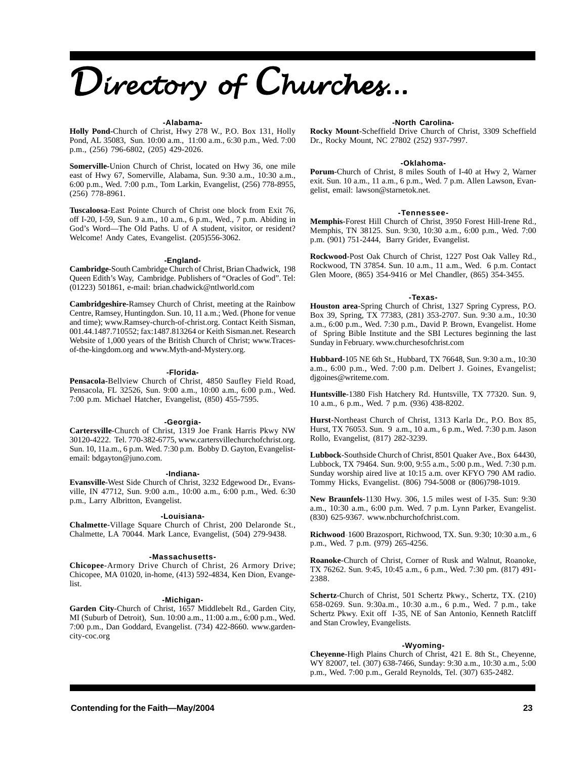# Directory of Churches...

### -Alabama-

**Holly Pond**-Church of Christ, Hwy 278 W., P.O. Box 131, Holly Pond, AL 35083, Sun. 10:00 a.m., 11:00 a.m., 6:30 p.m., Wed. 7:00 p.m., (256) 796-6802, (205) 429-2026.

**Somerville**-Union Church of Christ, located on Hwy 36, one mile east of Hwy 67, Somerville, Alabama, Sun. 9:30 a.m., 10:30 a.m., 6:00 p.m., Wed. 7:00 p.m., Tom Larkin, Evangelist, (256) 778-8955, (256) 778-8961.

**Tuscaloosa**-East Pointe Church of Christ one block from Exit 76, off I-20, I-59, Sun. 9 a.m., 10 a.m., 6 p.m., Wed., 7 p.m. Abiding in God's Word—The Old Paths. U of A student, visitor, or resident? Welcome! Andy Cates, Evangelist. (205)556-3062.

### -England-

**Cambridge**-South Cambridge Church of Christ, Brian Chadwick, 198 Queen Edith's Way, Cambridge. Publishers of "Oracles of God". Tel: (01223) 501861, e-mail: brian.chadwick@ntlworld.com

**Cambridgeshire**-Ramsey Church of Christ, meeting at the Rainbow Centre, Ramsey, Huntingdon. Sun. 10, 11 a.m.; Wed. (Phone for venue and time); www.Ramsey-church-of-christ.org. Contact Keith Sisman, 001.44.1487.710552; fax:1487.813264 or Keith Sisman.net. Research Website of 1,000 years of the British Church of Christ; www.Traces-of-the-kingdom.org and www.Myth-and-Mystery.org.

### -Florida-

**Pensacola**-Bellview Church of Christ, 4850 Saufley Field Road, Pensacola, FL 32526, Sun. 9:00 a.m., 10:00 a.m., 6:00 p.m., Wed. 7:00 p.m. Michael Hatcher, Evangelist, (850) 455-7595.

### -Georgia-

**Cartersville**-Church of Christ, 1319 Joe Frank Harris Pkwy NW 30120-4222. Tel. 770-382-6775, www.cartersvillechurchofchrist.org. Sun. 10, 11a.m., 6 p.m. Wed. 7:30 p.m. Bobby D. Gayton, Evangelist-email: bdgayton@juno.com.

### -Indiana-

**Evansville**-West Side Church of Christ, 3232 Edgewood Dr., Evansville, IN 47712, Sun. 9:00 a.m., 10:00 a.m., 6:00 p.m., Wed. 6:30 p.m., Larry Albritton, Evangelist.

### -Louisiana-

**Chalmette**-Village Square Church of Christ, 200 Delaronde St., Chalmette, LA 70044. Mark Lance, Evangelist, (504) 279-9438.

### -Massachusetts-

**Chicopee**-Armory Drive Church of Christ, 26 Armory Drive; Chicopee, MA 01020, in-home, (413) 592-4834, Ken Dion, Evangelist.

### -Michigan-

**Garden City**-Church of Christ, 1657 Middlebelt Rd., Garden City, MI (Suburb of Detroit), Sun. 10:00 a.m., 11:00 a.m., 6:00 p.m., Wed. 7:00 p.m., Dan Goddard, Evangelist. (734) 422-8660. www.gardencity-coc.org

### -North Carolina-

**Rocky Mount**-Scheffield Drive Church of Christ, 3309 Scheffield Dr., Rocky Mount, NC 27802 (252) 937-7997.

### -Oklahoma-

**Porum**-Church of Christ, 8 miles South of I-40 at Hwy 2, Warner exit. Sun. 10 a.m., 11 a.m., 6 p.m., Wed. 7 p.m. Allen Lawson, Evangelist, email: lawson@starnetok.net.

### -Tennessee-

**Memphis**-Forest Hill Church of Christ, 3950 Forest Hill-Irene Rd., Memphis, TN 38125. Sun. 9:30, 10:30 a.m., 6:00 p.m., Wed. 7:00 p.m. (901) 751-2444, Barry Grider, Evangelist.

**Rockwood**-Post Oak Church of Christ, 1227 Post Oak Valley Rd., Rockwood, TN 37854. Sun. 10 a.m., 11 a.m., Wed. 6 p.m. Contact Glen Moore, (865) 354-9416 or Mel Chandler, (865) 354-3455.

### -Texas-

**Houston area**-Spring Church of Christ, 1327 Spring Cypress, P.O. Box 39, Spring, TX 77383, (281) 353-2707. Sun. 9:30 a.m., 10:30 a.m., 6:00 p.m., Wed. 7:30 p.m., David P. Brown, Evangelist. Home of Spring Bible Institute and the SBI Lectures beginning the last Sunday in February. www.churchesofchrist.com

**Hubbard**-105 NE 6th St., Hubbard, TX 76648, Sun. 9:30 a.m., 10:30 a.m., 6:00 p.m., Wed. 7:00 p.m. Delbert J. Goines, Evangelist; djgoines@writeme.com.

**Huntsville**-1380 Fish Hatchery Rd. Huntsville, TX 77320. Sun. 9, 10 a.m., 6 p.m., Wed. 7 p.m. (936) 438-8202.

**Hurst**-Northeast Church of Christ, 1313 Karla Dr., P.O. Box 85, Hurst, TX 76053. Sun. 9 a.m., 10 a.m., 6 p.m., Wed. 7:30 p.m. Jason Rollo, Evangelist, (817) 282-3239.

**Lubbock**-Southside Church of Christ, 8501 Quaker Ave., Box 64430, Lubbock, TX 79464. Sun. 9:00, 9:55 a.m., 5:00 p.m., Wed. 7:30 p.m. Sunday worship aired live at 10:15 a.m. over KFYO 790 AM radio. Tommy Hicks, Evangelist. (806) 794-5008 or (806)798-1019.

**New Braunfels**-1130 Hwy. 306, 1.5 miles west of I-35. Sun: 9:30 a.m., 10:30 a.m., 6:00 p.m. Wed. 7 p.m. Lynn Parker, Evangelist. (830) 625-9367. www.nbchurchofchrist.com.

**Richwood**-1600 Brazosport, Richwood, TX. Sun. 9:30; 10:30 a.m., 6 p.m., Wed. 7 p.m. (979) 265-4256.

**Roanoke**-Church of Christ, Corner of Rusk and Walnut, Roanoke, TX 76262. Sun. 9:45, 10:45 a.m., 6 p.m., Wed. 7:30 pm. (817) 491-2388.

**Schertz**-Church of Christ, 501 Schertz Pkwy., Schertz, TX. (210) 658-0269. Sun. 9:30a.m., 10:30 a.m., 6 p.m., Wed. 7 p.m., take Schertz Pkwy. Exit off I-35, NE of San Antonio, Kenneth Ratcliff and Stan Crowley, Evangelists.

### -Wyoming-

**Cheyenne**-High Plains Church of Christ, 421 E. 8th St., Cheyenne, WY 82007, tel. (307) 638-7466, Sunday: 9:30 a.m., 10:30 a.m., 5:00 p.m., Wed. 7:00 p.m., Gerald Reynolds, Tel. (307) 635-2482.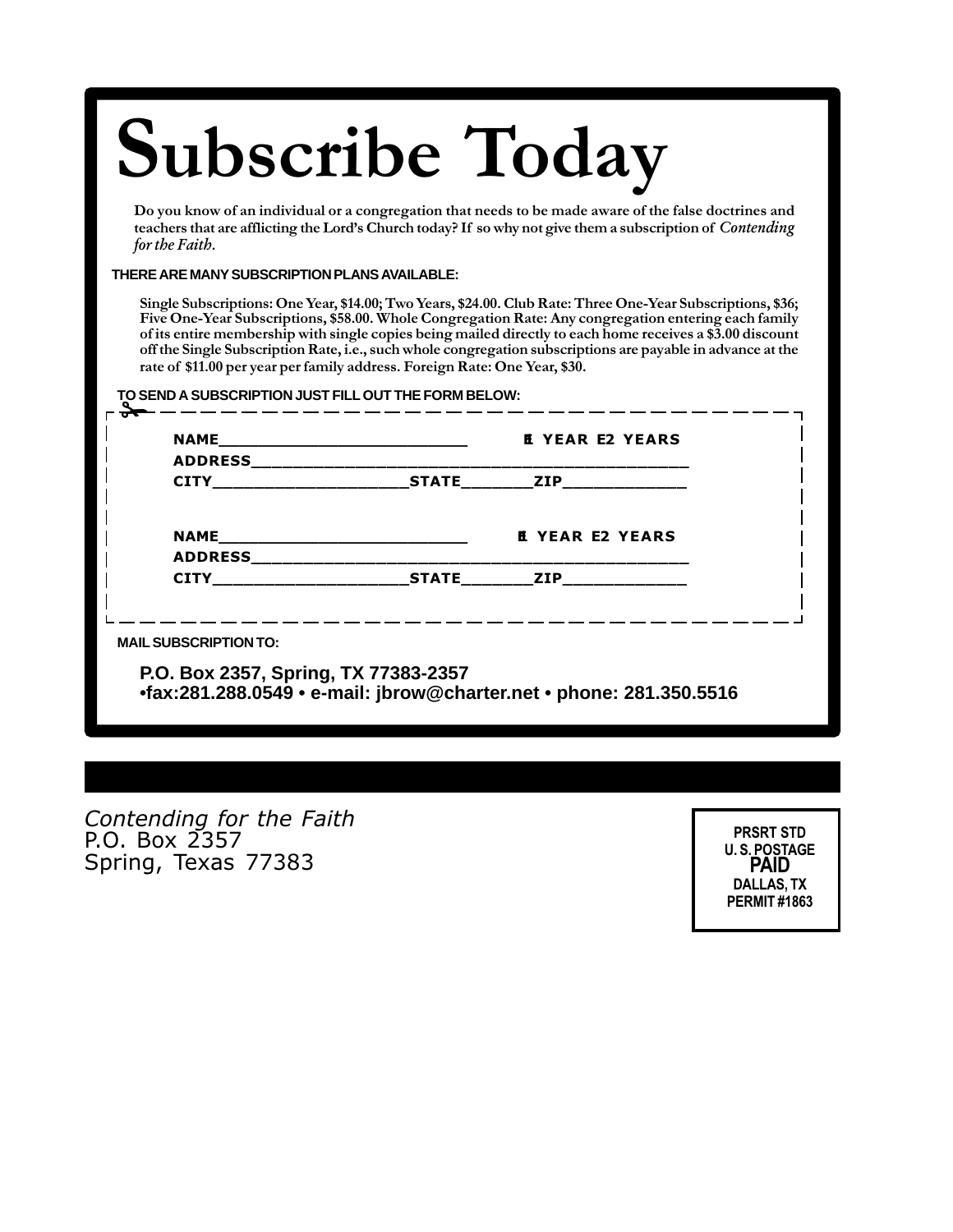# Subscribe Today

**Do you know of an individual or a congregation that needs to be made aware of the false doctrines and teachers that are afflicting the Lord's Church today? If so why not give them a subscription of *Contending for the Faith*.**

**THERE ARE MANY SUBSCRIPTION PLANS AVAILABLE:**

**Single Subscriptions: One Year, $14.00; Two Years, $24.00. Club Rate: Three One-Year Subscriptions, $36; Five One-Year Subscriptions, $58.00. Whole Congregation Rate: Any congregation entering each family of its entire membership with single copies being mailed directly to each home receives a $3.00 discount off the Single Subscription Rate, i.e., such whole congregation subscriptions are payable in advance at the rate of $11.00 per year per family address. Foreign Rate: One Year, $30.**

**TO SEND A SUBSCRIPTION JUST FILL OUT THE FORM BELOW:**

**NAME**\_\_\_\_\_\_\_\_\_\_\_\_\_\_\_\_\_\_\_\_\_\_\_\_\_\_\_\_ **1 YEAR 2 YEARS**
**ADDRESS**\_\_\_\_\_\_\_\_\_\_\_\_\_\_\_\_\_\_\_\_\_\_\_\_\_\_\_\_\_\_\_\_\_\_\_\_\_\_\_\_\_\_\_\_\_\_
**CITY**\_\_\_\_\_\_\_\_\_\_\_\_\_\_\_\_\_\_\_\_\_\_**STATE**\_\_\_\_\_\_\_\_**ZIP**\_\_\_\_\_\_\_\_\_\_\_\_\_

**NAME**\_\_\_\_\_\_\_\_\_\_\_\_\_\_\_\_\_\_\_\_\_\_\_\_\_\_\_\_ **1 YEAR 2 YEARS**
**ADDRESS**\_\_\_\_\_\_\_\_\_\_\_\_\_\_\_\_\_\_\_\_\_\_\_\_\_\_\_\_\_\_\_\_\_\_\_\_\_\_\_\_\_\_\_\_\_\_
**CITY**\_\_\_\_\_\_\_\_\_\_\_\_\_\_\_\_\_\_\_\_\_\_**STATE**\_\_\_\_\_\_\_\_**ZIP**\_\_\_\_\_\_\_\_\_\_\_\_\_

**MAIL SUBSCRIPTION TO:**

**P.O. Box 2357, Spring, TX 77383-2357**
**•fax:281.288.0549 • e-mail: jbrow@charter.net • phone: 281.350.5516**

*Contending for the Faith*
P.O. Box 2357
Spring, Texas 77383

**PRSRT STD**
**U. S. POSTAGE**
**PAID**
**DALLAS, TX**
**PERMIT #1863**